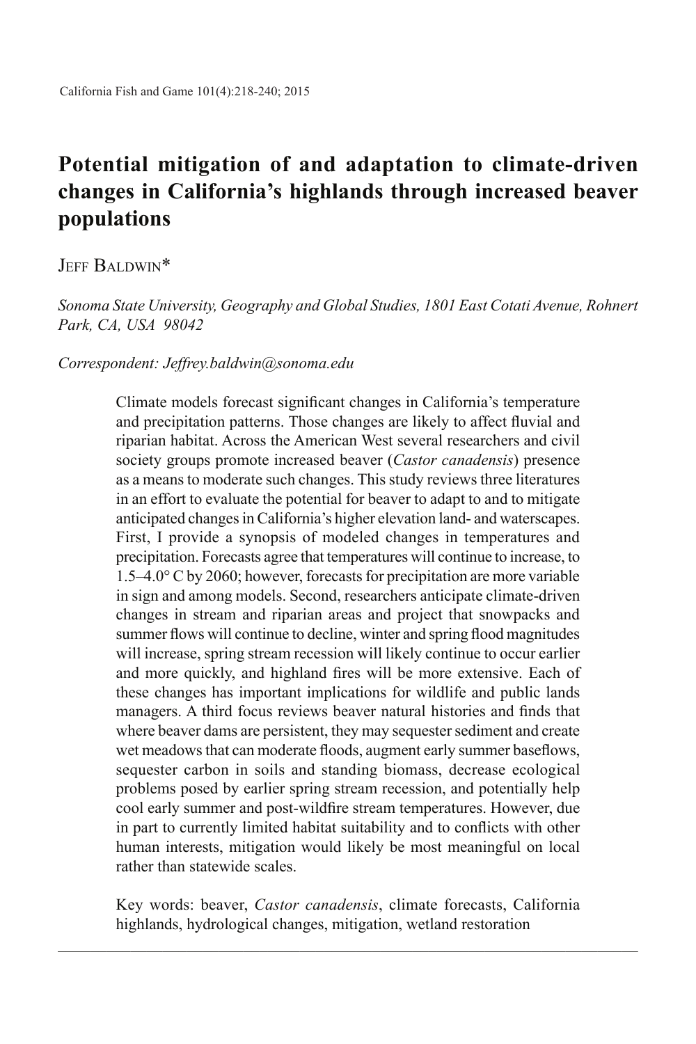# Potential mitigation of and adaptation to climate-driven changes in California's highlands through increased beaver populations

Jeff Baldwin*

*Sonoma State University, Geography and Global Studies, 1801 East Cotati Avenue, Rohnert Park, CA, USA 98042*

*Correspondent: Jeffrey.baldwin@sonoma.edu*

Climate models forecast significant changes in California's temperature and precipitation patterns. Those changes are likely to affect fluvial and riparian habitat. Across the American West several researchers and civil society groups promote increased beaver (*Castor canadensis*) presence as a means to moderate such changes. This study reviews three literatures in an effort to evaluate the potential for beaver to adapt to and to mitigate anticipated changes in California's higher elevation land- and waterscapes. First, I provide a synopsis of modeled changes in temperatures and precipitation. Forecasts agree that temperatures will continue to increase, to 1.5–4.0° C by 2060; however, forecasts for precipitation are more variable in sign and among models. Second, researchers anticipate climate-driven changes in stream and riparian areas and project that snowpacks and summer flows will continue to decline, winter and spring flood magnitudes will increase, spring stream recession will likely continue to occur earlier and more quickly, and highland fires will be more extensive. Each of these changes has important implications for wildlife and public lands managers. A third focus reviews beaver natural histories and finds that where beaver dams are persistent, they may sequester sediment and create wet meadows that can moderate floods, augment early summer baseflows, sequester carbon in soils and standing biomass, decrease ecological problems posed by earlier spring stream recession, and potentially help cool early summer and post-wildfire stream temperatures. However, due in part to currently limited habitat suitability and to conflicts with other human interests, mitigation would likely be most meaningful on local rather than statewide scales.

Key words: beaver, *Castor canadensis*, climate forecasts, California highlands, hydrological changes, mitigation, wetland restoration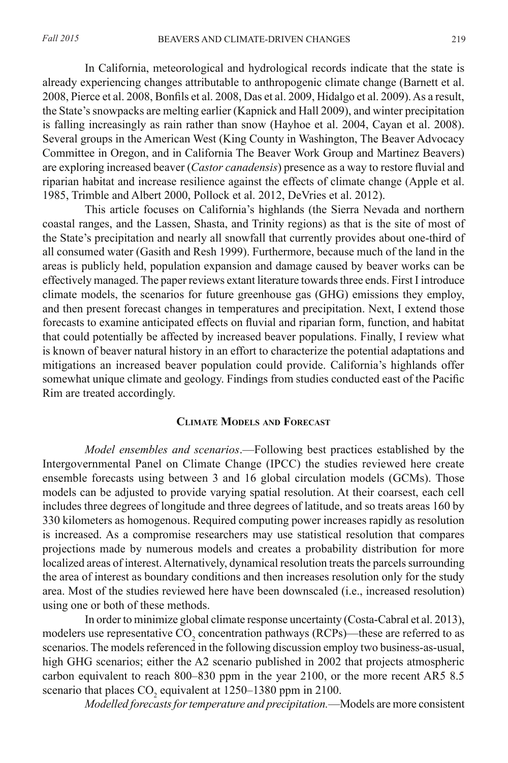In California, meteorological and hydrological records indicate that the state is already experiencing changes attributable to anthropogenic climate change (Barnett et al. 2008, Pierce et al. 2008, Bonfils et al. 2008, Das et al. 2009, Hidalgo et al. 2009). As a result, the State's snowpacks are melting earlier (Kapnick and Hall 2009), and winter precipitation is falling increasingly as rain rather than snow (Hayhoe et al. 2004, Cayan et al. 2008). Several groups in the American West (King County in Washington, The Beaver Advocacy Committee in Oregon, and in California The Beaver Work Group and Martinez Beavers) are exploring increased beaver (*Castor canadensis*) presence as a way to restore fluvial and riparian habitat and increase resilience against the effects of climate change (Apple et al. 1985, Trimble and Albert 2000, Pollock et al. 2012, DeVries et al. 2012).

This article focuses on California's highlands (the Sierra Nevada and northern coastal ranges, and the Lassen, Shasta, and Trinity regions) as that is the site of most of the State's precipitation and nearly all snowfall that currently provides about one-third of all consumed water (Gasith and Resh 1999). Furthermore, because much of the land in the areas is publicly held, population expansion and damage caused by beaver works can be effectively managed. The paper reviews extant literature towards three ends. First I introduce climate models, the scenarios for future greenhouse gas (GHG) emissions they employ, and then present forecast changes in temperatures and precipitation. Next, I extend those forecasts to examine anticipated effects on fluvial and riparian form, function, and habitat that could potentially be affected by increased beaver populations. Finally, I review what is known of beaver natural history in an effort to characterize the potential adaptations and mitigations an increased beaver population could provide. California's highlands offer somewhat unique climate and geology. Findings from studies conducted east of the Pacific Rim are treated accordingly.

## Climate Models and Forecast

*Model ensembles and scenarios*.—Following best practices established by the Intergovernmental Panel on Climate Change (IPCC) the studies reviewed here create ensemble forecasts using between 3 and 16 global circulation models (GCMs). Those models can be adjusted to provide varying spatial resolution. At their coarsest, each cell includes three degrees of longitude and three degrees of latitude, and so treats areas 160 by 330 kilometers as homogenous. Required computing power increases rapidly as resolution is increased. As a compromise researchers may use statistical resolution that compares projections made by numerous models and creates a probability distribution for more localized areas of interest. Alternatively, dynamical resolution treats the parcels surrounding the area of interest as boundary conditions and then increases resolution only for the study area. Most of the studies reviewed here have been downscaled (i.e., increased resolution) using one or both of these methods.

In order to minimize global climate response uncertainty (Costa-Cabral et al. 2013), modelers use representative $CO_2$ concentration pathways (RCPs)—these are referred to as scenarios. The models referenced in the following discussion employ two business-as-usual, high GHG scenarios; either the A2 scenario published in 2002 that projects atmospheric carbon equivalent to reach 800–830 ppm in the year 2100, or the more recent AR5 8.5 scenario that places $CO_2$ equivalent at 1250–1380 ppm in 2100.

*Modelled forecasts for temperature and precipitation.*—Models are more consistent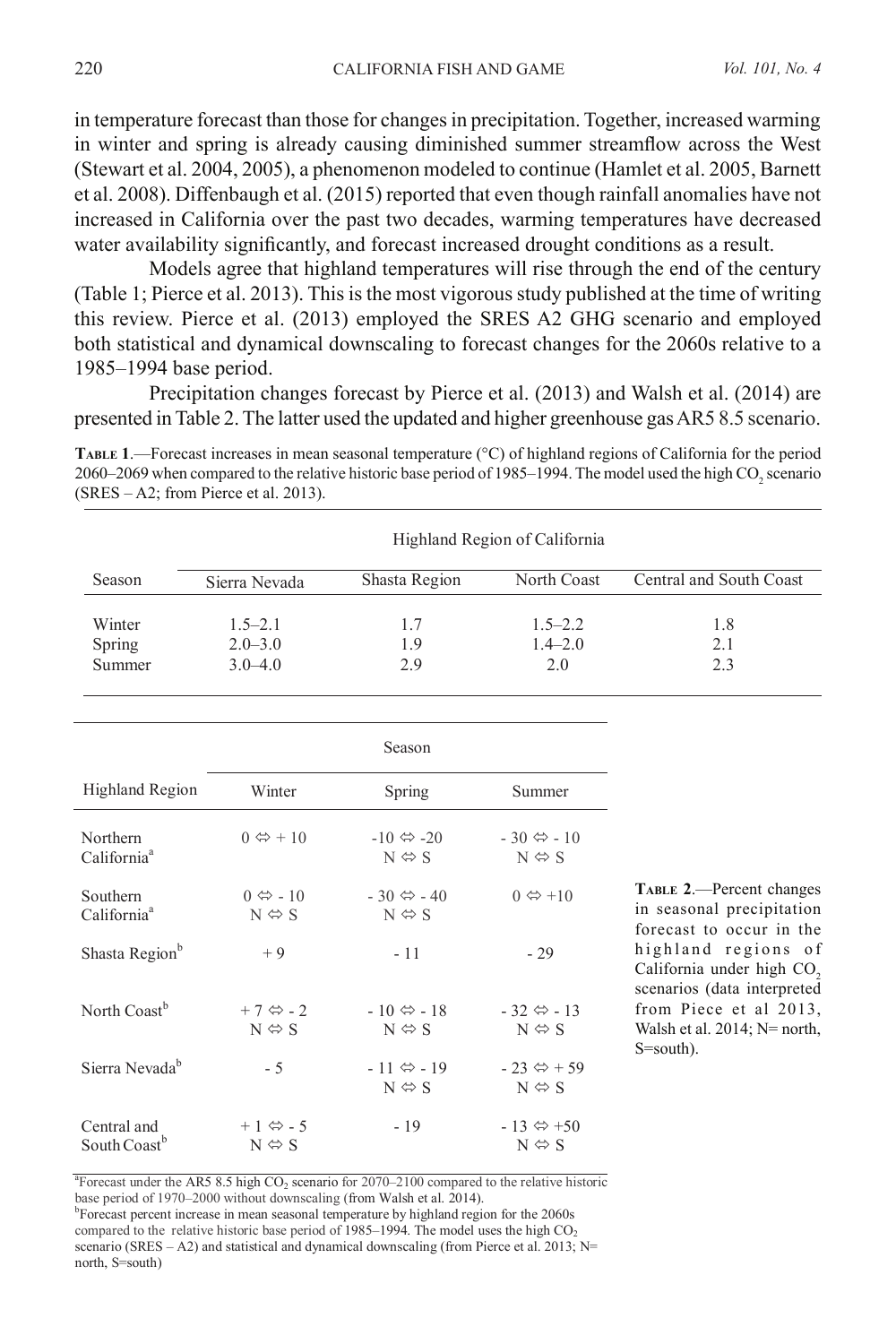in temperature forecast than those for changes in precipitation. Together, increased warming in winter and spring is already causing diminished summer streamflow across the West (Stewart et al. 2004, 2005), a phenomenon modeled to continue (Hamlet et al. 2005, Barnett et al. 2008). Diffenbaugh et al. (2015) reported that even though rainfall anomalies have not increased in California over the past two decades, warming temperatures have decreased water availability significantly, and forecast increased drought conditions as a result.

Models agree that highland temperatures will rise through the end of the century (Table 1; Pierce et al. 2013). This is the most vigorous study published at the time of writing this review. Pierce et al. (2013) employed the SRES A2 GHG scenario and employed both statistical and dynamical downscaling to forecast changes for the 2060s relative to a 1985–1994 base period.

Precipitation changes forecast by Pierce et al. (2013) and Walsh et al. (2014) are presented in Table 2. The latter used the updated and higher greenhouse gas AR5 8.5 scenario.

**Table 1**.—Forecast increases in mean seasonal temperature (°C) of highland regions of California for the period 2060–2069 when compared to the relative historic base period of 1985–1994. The model used the high $CO_2$ scenario (SRES – A2; from Pierce et al. 2013).

| | Highland Region of California | | | |
|---|---|---|---|---|
| Season | Sierra Nevada | Shasta Region | North Coast | Central and South Coast |
| Winter | 1.5–2.1 | 1.7 | 1.5–2.2 | 1.8 |
| Spring | 2.0–3.0 | 1.9 | 1.4–2.0 | 2.1 |
| Summer | 3.0–4.0 | 2.9 | 2.0 | 2.3 |

**Table 2**.—Percent changes in seasonal precipitation forecast to occur in the highland regions of California under high $CO_2$ scenarios (data interpreted from Piece et al 2013, Walsh et al. 2014; N= north, S=south).

| | Season | | |
|---|---|---|---|
| Highland Region | Winter | Spring | Summer |
| Northern California[a] | 0 ⇔ + 10 | -10 ⇔ -20<br>N ⇔ S | - 30 ⇔ - 10<br>N ⇔ S |
| Southern California[a] | 0 ⇔ - 10<br>N ⇔ S | - 30 ⇔ - 40<br>N ⇔ S | 0 ⇔ +10 |
| Shasta Region[b] | + 9 | - 11 | - 29 |
| North Coast[b] | + 7 ⇔ - 2<br>N ⇔ S | - 10 ⇔ - 18<br>N ⇔ S | - 32 ⇔ - 13<br>N ⇔ S |
| Sierra Nevada[b] | - 5 | - 11 ⇔ - 19<br>N ⇔ S | - 23 ⇔ + 59<br>N ⇔ S |
| Central and South Coast[b] | + 1 ⇔ - 5<br>N ⇔ S | - 19 | - 13 ⇔ +50<br>N ⇔ S |

[a]Forecast under the AR5 8.5 high $CO_2$ scenario for 2070–2100 compared to the relative historic base period of 1970–2000 without downscaling (from Walsh et al. 2014).
[b]Forecast percent increase in mean seasonal temperature by highland region for the 2060s compared to the relative historic base period of 1985–1994. The model uses the high $CO_2$ scenario (SRES – A2) and statistical and dynamical downscaling (from Pierce et al. 2013; N= north, S=south)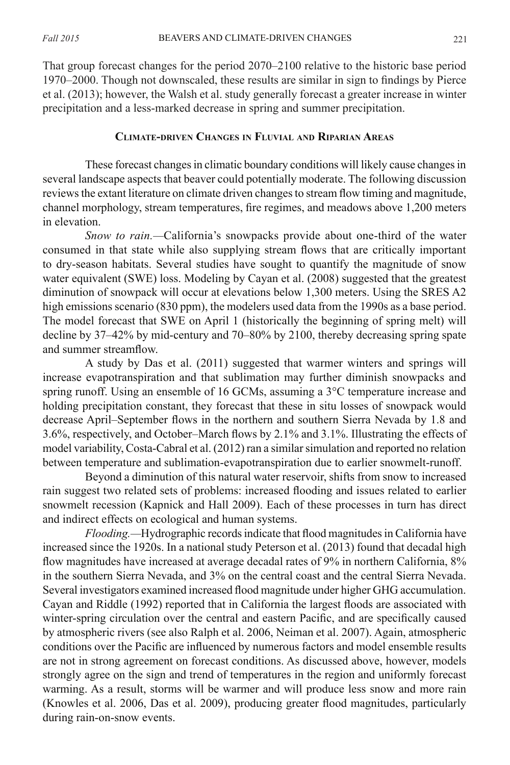That group forecast changes for the period 2070–2100 relative to the historic base period 1970–2000. Though not downscaled, these results are similar in sign to findings by Pierce et al. (2013); however, the Walsh et al. study generally forecast a greater increase in winter precipitation and a less-marked decrease in spring and summer precipitation.

## Climate-driven Changes in Fluvial and Riparian Areas

These forecast changes in climatic boundary conditions will likely cause changes in several landscape aspects that beaver could potentially moderate. The following discussion reviews the extant literature on climate driven changes to stream flow timing and magnitude, channel morphology, stream temperatures, fire regimes, and meadows above 1,200 meters in elevation.

*Snow to rain.*—California's snowpacks provide about one-third of the water consumed in that state while also supplying stream flows that are critically important to dry-season habitats. Several studies have sought to quantify the magnitude of snow water equivalent (SWE) loss. Modeling by Cayan et al. (2008) suggested that the greatest diminution of snowpack will occur at elevations below 1,300 meters. Using the SRES A2 high emissions scenario (830 ppm), the modelers used data from the 1990s as a base period. The model forecast that SWE on April 1 (historically the beginning of spring melt) will decline by 37–42% by mid-century and 70–80% by 2100, thereby decreasing spring spate and summer streamflow.

A study by Das et al. (2011) suggested that warmer winters and springs will increase evapotranspiration and that sublimation may further diminish snowpacks and spring runoff. Using an ensemble of 16 GCMs, assuming a 3°C temperature increase and holding precipitation constant, they forecast that these in situ losses of snowpack would decrease April–September flows in the northern and southern Sierra Nevada by 1.8 and 3.6%, respectively, and October–March flows by 2.1% and 3.1%. Illustrating the effects of model variability, Costa-Cabral et al. (2012) ran a similar simulation and reported no relation between temperature and sublimation-evapotranspiration due to earlier snowmelt-runoff.

Beyond a diminution of this natural water reservoir, shifts from snow to increased rain suggest two related sets of problems: increased flooding and issues related to earlier snowmelt recession (Kapnick and Hall 2009). Each of these processes in turn has direct and indirect effects on ecological and human systems.

*Flooding.*—Hydrographic records indicate that flood magnitudes in California have increased since the 1920s. In a national study Peterson et al. (2013) found that decadal high flow magnitudes have increased at average decadal rates of 9% in northern California, 8% in the southern Sierra Nevada, and 3% on the central coast and the central Sierra Nevada. Several investigators examined increased flood magnitude under higher GHG accumulation. Cayan and Riddle (1992) reported that in California the largest floods are associated with winter-spring circulation over the central and eastern Pacific, and are specifically caused by atmospheric rivers (see also Ralph et al. 2006, Neiman et al. 2007). Again, atmospheric conditions over the Pacific are influenced by numerous factors and model ensemble results are not in strong agreement on forecast conditions. As discussed above, however, models strongly agree on the sign and trend of temperatures in the region and uniformly forecast warming. As a result, storms will be warmer and will produce less snow and more rain (Knowles et al. 2006, Das et al. 2009), producing greater flood magnitudes, particularly during rain-on-snow events.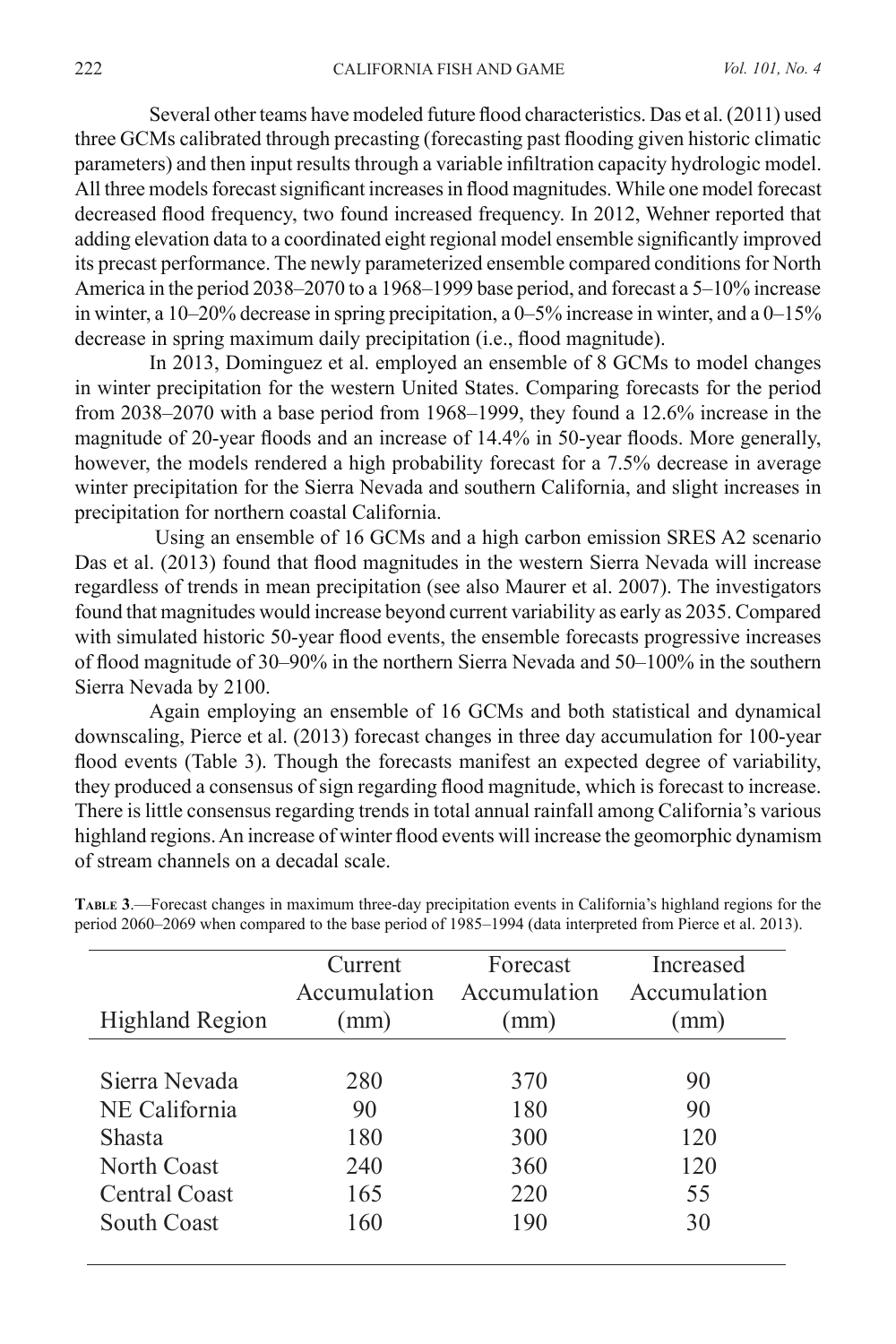Several other teams have modeled future flood characteristics. Das et al. (2011) used three GCMs calibrated through precasting (forecasting past flooding given historic climatic parameters) and then input results through a variable infiltration capacity hydrologic model. All three models forecast significant increases in flood magnitudes. While one model forecast decreased flood frequency, two found increased frequency. In 2012, Wehner reported that adding elevation data to a coordinated eight regional model ensemble significantly improved its precast performance. The newly parameterized ensemble compared conditions for North America in the period 2038–2070 to a 1968–1999 base period, and forecast a 5–10% increase in winter, a 10–20% decrease in spring precipitation, a 0–5% increase in winter, and a 0–15% decrease in spring maximum daily precipitation (i.e., flood magnitude).

In 2013, Dominguez et al. employed an ensemble of 8 GCMs to model changes in winter precipitation for the western United States. Comparing forecasts for the period from 2038–2070 with a base period from 1968–1999, they found a 12.6% increase in the magnitude of 20-year floods and an increase of 14.4% in 50-year floods. More generally, however, the models rendered a high probability forecast for a 7.5% decrease in average winter precipitation for the Sierra Nevada and southern California, and slight increases in precipitation for northern coastal California.

Using an ensemble of 16 GCMs and a high carbon emission SRES A2 scenario Das et al. (2013) found that flood magnitudes in the western Sierra Nevada will increase regardless of trends in mean precipitation (see also Maurer et al. 2007). The investigators found that magnitudes would increase beyond current variability as early as 2035. Compared with simulated historic 50-year flood events, the ensemble forecasts progressive increases of flood magnitude of 30–90% in the northern Sierra Nevada and 50–100% in the southern Sierra Nevada by 2100.

Again employing an ensemble of 16 GCMs and both statistical and dynamical downscaling, Pierce et al. (2013) forecast changes in three day accumulation for 100-year flood events (Table 3). Though the forecasts manifest an expected degree of variability, they produced a consensus of sign regarding flood magnitude, which is forecast to increase. There is little consensus regarding trends in total annual rainfall among California's various highland regions. An increase of winter flood events will increase the geomorphic dynamism of stream channels on a decadal scale.

**Table 3**.—Forecast changes in maximum three-day precipitation events in California's highland regions for the period 2060–2069 when compared to the base period of 1985–1994 (data interpreted from Pierce et al. 2013).

| Highland Region | Current Accumulation (mm) | Forecast Accumulation (mm) | Increased Accumulation (mm) |
|---|---|---|---|
| Sierra Nevada | 280 | 370 | 90 |
| NE California | 90 | 180 | 90 |
| Shasta | 180 | 300 | 120 |
| North Coast | 240 | 360 | 120 |
| Central Coast | 165 | 220 | 55 |
| South Coast | 160 | 190 | 30 |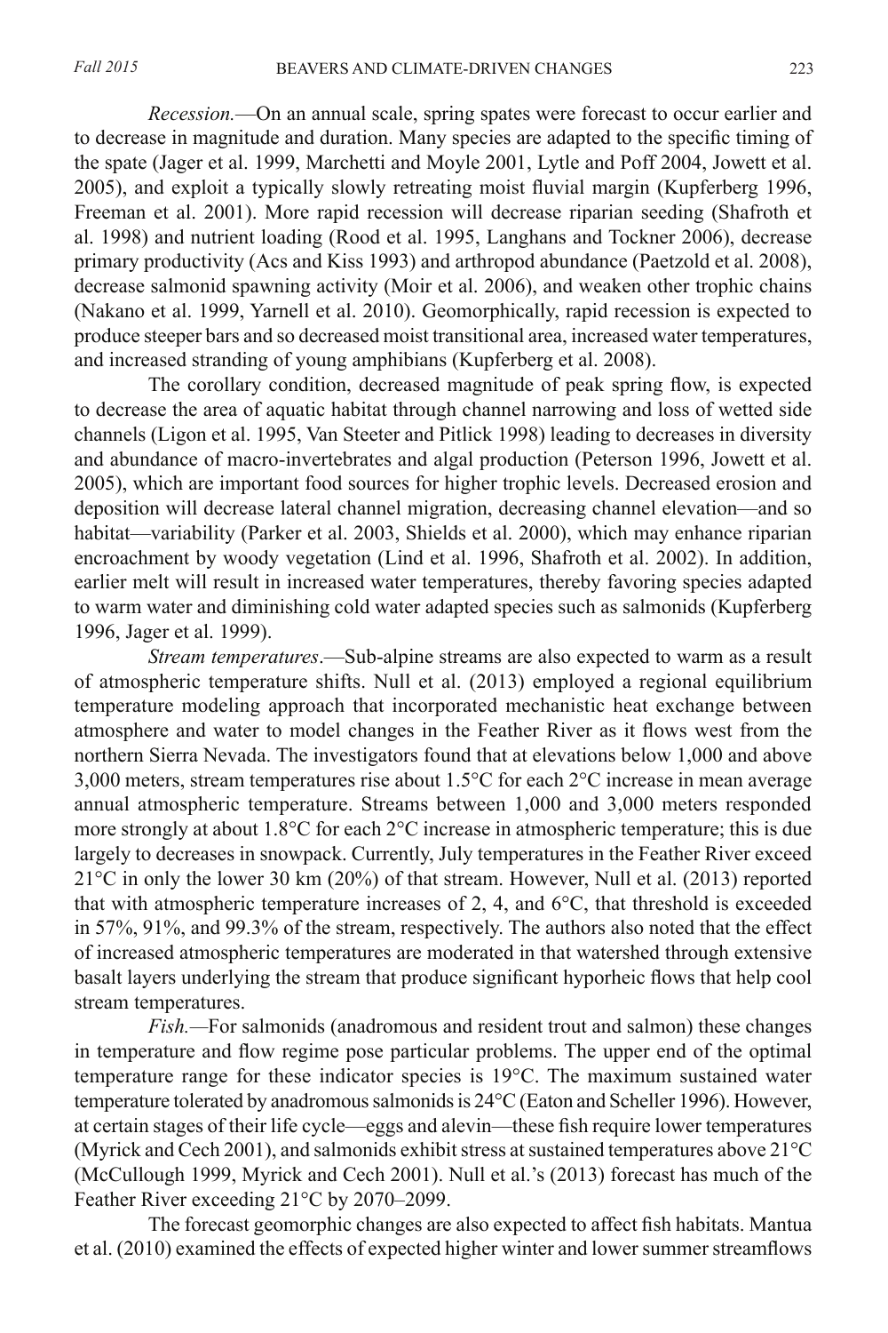*Recession.*—On an annual scale, spring spates were forecast to occur earlier and to decrease in magnitude and duration. Many species are adapted to the specific timing of the spate (Jager et al. 1999, Marchetti and Moyle 2001, Lytle and Poff 2004, Jowett et al. 2005), and exploit a typically slowly retreating moist fluvial margin (Kupferberg 1996, Freeman et al. 2001). More rapid recession will decrease riparian seeding (Shafroth et al. 1998) and nutrient loading (Rood et al. 1995, Langhans and Tockner 2006), decrease primary productivity (Acs and Kiss 1993) and arthropod abundance (Paetzold et al. 2008), decrease salmonid spawning activity (Moir et al. 2006), and weaken other trophic chains (Nakano et al. 1999, Yarnell et al. 2010). Geomorphically, rapid recession is expected to produce steeper bars and so decreased moist transitional area, increased water temperatures, and increased stranding of young amphibians (Kupferberg et al. 2008).

The corollary condition, decreased magnitude of peak spring flow, is expected to decrease the area of aquatic habitat through channel narrowing and loss of wetted side channels (Ligon et al. 1995, Van Steeter and Pitlick 1998) leading to decreases in diversity and abundance of macro-invertebrates and algal production (Peterson 1996, Jowett et al. 2005), which are important food sources for higher trophic levels. Decreased erosion and deposition will decrease lateral channel migration, decreasing channel elevation—and so habitat—variability (Parker et al. 2003, Shields et al. 2000), which may enhance riparian encroachment by woody vegetation (Lind et al. 1996, Shafroth et al. 2002). In addition, earlier melt will result in increased water temperatures, thereby favoring species adapted to warm water and diminishing cold water adapted species such as salmonids (Kupferberg 1996, Jager et al. 1999).

*Stream temperatures*.—Sub-alpine streams are also expected to warm as a result of atmospheric temperature shifts. Null et al. (2013) employed a regional equilibrium temperature modeling approach that incorporated mechanistic heat exchange between atmosphere and water to model changes in the Feather River as it flows west from the northern Sierra Nevada. The investigators found that at elevations below 1,000 and above 3,000 meters, stream temperatures rise about 1.5°C for each 2°C increase in mean average annual atmospheric temperature. Streams between 1,000 and 3,000 meters responded more strongly at about 1.8°C for each 2°C increase in atmospheric temperature; this is due largely to decreases in snowpack. Currently, July temperatures in the Feather River exceed 21°C in only the lower 30 km (20%) of that stream. However, Null et al. (2013) reported that with atmospheric temperature increases of 2, 4, and 6°C, that threshold is exceeded in 57%, 91%, and 99.3% of the stream, respectively. The authors also noted that the effect of increased atmospheric temperatures are moderated in that watershed through extensive basalt layers underlying the stream that produce significant hyporheic flows that help cool stream temperatures.

*Fish.*—For salmonids (anadromous and resident trout and salmon) these changes in temperature and flow regime pose particular problems. The upper end of the optimal temperature range for these indicator species is 19°C. The maximum sustained water temperature tolerated by anadromous salmonids is 24°C (Eaton and Scheller 1996). However, at certain stages of their life cycle—eggs and alevin—these fish require lower temperatures (Myrick and Cech 2001), and salmonids exhibit stress at sustained temperatures above 21°C (McCullough 1999, Myrick and Cech 2001). Null et al.'s (2013) forecast has much of the Feather River exceeding 21°C by 2070–2099.

The forecast geomorphic changes are also expected to affect fish habitats. Mantua et al. (2010) examined the effects of expected higher winter and lower summer streamflows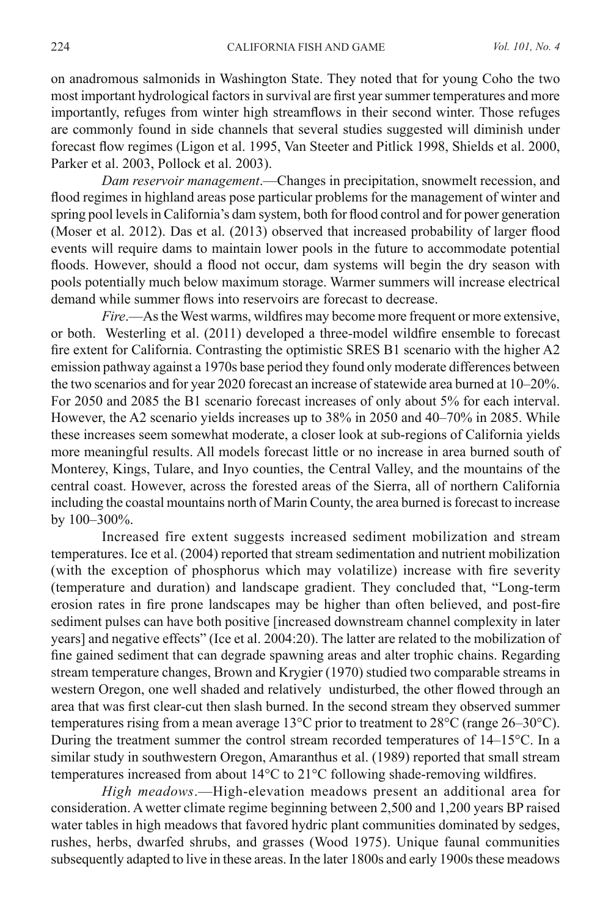on anadromous salmonids in Washington State. They noted that for young Coho the two most important hydrological factors in survival are first year summer temperatures and more importantly, refuges from winter high streamflows in their second winter. Those refuges are commonly found in side channels that several studies suggested will diminish under forecast flow regimes (Ligon et al. 1995, Van Steeter and Pitlick 1998, Shields et al. 2000, Parker et al. 2003, Pollock et al. 2003).

*Dam reservoir management*.—Changes in precipitation, snowmelt recession, and flood regimes in highland areas pose particular problems for the management of winter and spring pool levels in California's dam system, both for flood control and for power generation (Moser et al. 2012). Das et al. (2013) observed that increased probability of larger flood events will require dams to maintain lower pools in the future to accommodate potential floods. However, should a flood not occur, dam systems will begin the dry season with pools potentially much below maximum storage. Warmer summers will increase electrical demand while summer flows into reservoirs are forecast to decrease.

*Fire*.—As the West warms, wildfires may become more frequent or more extensive, or both. Westerling et al. (2011) developed a three-model wildfire ensemble to forecast fire extent for California. Contrasting the optimistic SRES B1 scenario with the higher A2 emission pathway against a 1970s base period they found only moderate differences between the two scenarios and for year 2020 forecast an increase of statewide area burned at 10–20%. For 2050 and 2085 the B1 scenario forecast increases of only about 5% for each interval. However, the A2 scenario yields increases up to 38% in 2050 and 40–70% in 2085. While these increases seem somewhat moderate, a closer look at sub-regions of California yields more meaningful results. All models forecast little or no increase in area burned south of Monterey, Kings, Tulare, and Inyo counties, the Central Valley, and the mountains of the central coast. However, across the forested areas of the Sierra, all of northern California including the coastal mountains north of Marin County, the area burned is forecast to increase by 100–300%.

Increased fire extent suggests increased sediment mobilization and stream temperatures. Ice et al. (2004) reported that stream sedimentation and nutrient mobilization (with the exception of phosphorus which may volatilize) increase with fire severity (temperature and duration) and landscape gradient. They concluded that, "Long-term erosion rates in fire prone landscapes may be higher than often believed, and post-fire sediment pulses can have both positive [increased downstream channel complexity in later years] and negative effects" (Ice et al. 2004:20). The latter are related to the mobilization of fine gained sediment that can degrade spawning areas and alter trophic chains. Regarding stream temperature changes, Brown and Krygier (1970) studied two comparable streams in western Oregon, one well shaded and relatively undisturbed, the other flowed through an area that was first clear-cut then slash burned. In the second stream they observed summer temperatures rising from a mean average 13°C prior to treatment to 28°C (range 26–30°C). During the treatment summer the control stream recorded temperatures of 14–15°C. In a similar study in southwestern Oregon, Amaranthus et al. (1989) reported that small stream temperatures increased from about 14°C to 21°C following shade-removing wildfires.

*High meadows*.—High-elevation meadows present an additional area for consideration. A wetter climate regime beginning between 2,500 and 1,200 years BP raised water tables in high meadows that favored hydric plant communities dominated by sedges, rushes, herbs, dwarfed shrubs, and grasses (Wood 1975). Unique faunal communities subsequently adapted to live in these areas. In the later 1800s and early 1900s these meadows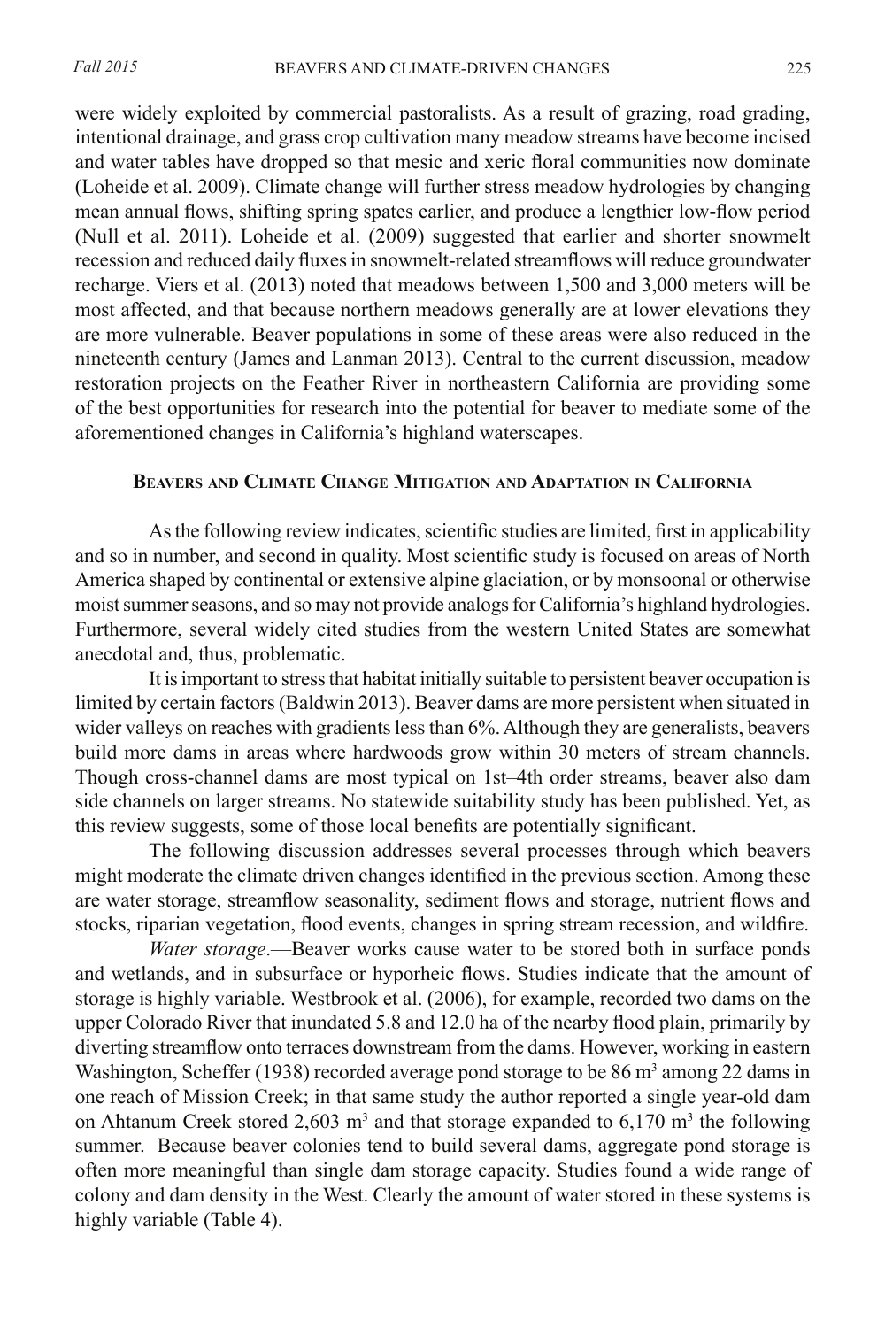were widely exploited by commercial pastoralists. As a result of grazing, road grading, intentional drainage, and grass crop cultivation many meadow streams have become incised and water tables have dropped so that mesic and xeric floral communities now dominate (Loheide et al. 2009). Climate change will further stress meadow hydrologies by changing mean annual flows, shifting spring spates earlier, and produce a lengthier low-flow period (Null et al. 2011). Loheide et al. (2009) suggested that earlier and shorter snowmelt recession and reduced daily fluxes in snowmelt-related streamflows will reduce groundwater recharge. Viers et al. (2013) noted that meadows between 1,500 and 3,000 meters will be most affected, and that because northern meadows generally are at lower elevations they are more vulnerable. Beaver populations in some of these areas were also reduced in the nineteenth century (James and Lanman 2013). Central to the current discussion, meadow restoration projects on the Feather River in northeastern California are providing some of the best opportunities for research into the potential for beaver to mediate some of the aforementioned changes in California's highland waterscapes.

## Beavers and Climate Change Mitigation and Adaptation in California

As the following review indicates, scientific studies are limited, first in applicability and so in number, and second in quality. Most scientific study is focused on areas of North America shaped by continental or extensive alpine glaciation, or by monsoonal or otherwise moist summer seasons, and so may not provide analogs for California's highland hydrologies. Furthermore, several widely cited studies from the western United States are somewhat anecdotal and, thus, problematic.

It is important to stress that habitat initially suitable to persistent beaver occupation is limited by certain factors (Baldwin 2013). Beaver dams are more persistent when situated in wider valleys on reaches with gradients less than 6%. Although they are generalists, beavers build more dams in areas where hardwoods grow within 30 meters of stream channels. Though cross-channel dams are most typical on 1st–4th order streams, beaver also dam side channels on larger streams. No statewide suitability study has been published. Yet, as this review suggests, some of those local benefits are potentially significant.

The following discussion addresses several processes through which beavers might moderate the climate driven changes identified in the previous section. Among these are water storage, streamflow seasonality, sediment flows and storage, nutrient flows and stocks, riparian vegetation, flood events, changes in spring stream recession, and wildfire.

*Water storage*.—Beaver works cause water to be stored both in surface ponds and wetlands, and in subsurface or hyporheic flows. Studies indicate that the amount of storage is highly variable. Westbrook et al. (2006), for example, recorded two dams on the upper Colorado River that inundated 5.8 and 12.0 ha of the nearby flood plain, primarily by diverting streamflow onto terraces downstream from the dams. However, working in eastern Washington, Scheffer (1938) recorded average pond storage to be 86 $m^3$ among 22 dams in one reach of Mission Creek; in that same study the author reported a single year-old dam on Ahtanum Creek stored 2,603 $m^3$ and that storage expanded to 6,170 $m^3$ the following summer. Because beaver colonies tend to build several dams, aggregate pond storage is often more meaningful than single dam storage capacity. Studies found a wide range of colony and dam density in the West. Clearly the amount of water stored in these systems is highly variable (Table 4).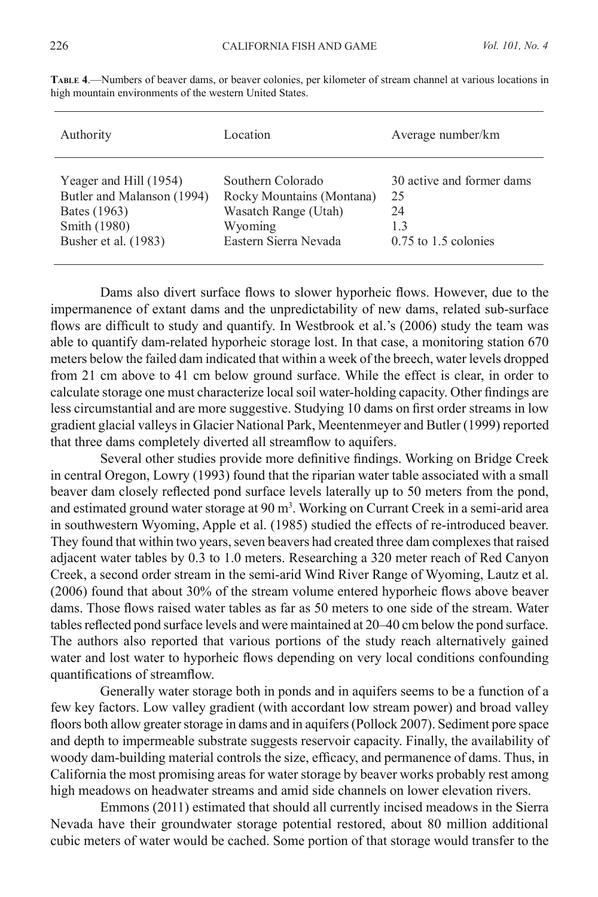**Table 4**.—Numbers of beaver dams, or beaver colonies, per kilometer of stream channel at various locations in high mountain environments of the western United States.

| Authority | Location | Average number/km |
|---|---|---|
| Yeager and Hill (1954) | Southern Colorado | 30 active and former dams |
| Butler and Malanson (1994) | Rocky Mountains (Montana) | 25 |
| Bates (1963) | Wasatch Range (Utah) | 24 |
| Smith (1980) | Wyoming | 1.3 |
| Busher et al. (1983) | Eastern Sierra Nevada | 0.75 to 1.5 colonies |

Dams also divert surface flows to slower hyporheic flows. However, due to the impermanence of extant dams and the unpredictability of new dams, related sub-surface flows are difficult to study and quantify. In Westbrook et al.'s (2006) study the team was able to quantify dam-related hyporheic storage lost. In that case, a monitoring station 670 meters below the failed dam indicated that within a week of the breech, water levels dropped from 21 cm above to 41 cm below ground surface. While the effect is clear, in order to calculate storage one must characterize local soil water-holding capacity. Other findings are less circumstantial and are more suggestive. Studying 10 dams on first order streams in low gradient glacial valleys in Glacier National Park, Meentenmeyer and Butler (1999) reported that three dams completely diverted all streamflow to aquifers.

Several other studies provide more definitive findings. Working on Bridge Creek in central Oregon, Lowry (1993) found that the riparian water table associated with a small beaver dam closely reflected pond surface levels laterally up to 50 meters from the pond, and estimated ground water storage at 90 $m^3$. Working on Currant Creek in a semi-arid area in southwestern Wyoming, Apple et al. (1985) studied the effects of re-introduced beaver. They found that within two years, seven beavers had created three dam complexes that raised adjacent water tables by 0.3 to 1.0 meters. Researching a 320 meter reach of Red Canyon Creek, a second order stream in the semi-arid Wind River Range of Wyoming, Lautz et al. (2006) found that about 30% of the stream volume entered hyporheic flows above beaver dams. Those flows raised water tables as far as 50 meters to one side of the stream. Water tables reflected pond surface levels and were maintained at 20–40 cm below the pond surface. The authors also reported that various portions of the study reach alternatively gained water and lost water to hyporheic flows depending on very local conditions confounding quantifications of streamflow.

Generally water storage both in ponds and in aquifers seems to be a function of a few key factors. Low valley gradient (with accordant low stream power) and broad valley floors both allow greater storage in dams and in aquifers (Pollock 2007). Sediment pore space and depth to impermeable substrate suggests reservoir capacity. Finally, the availability of woody dam-building material controls the size, efficacy, and permanence of dams. Thus, in California the most promising areas for water storage by beaver works probably rest among high meadows on headwater streams and amid side channels on lower elevation rivers.

Emmons (2011) estimated that should all currently incised meadows in the Sierra Nevada have their groundwater storage potential restored, about 80 million additional cubic meters of water would be cached. Some portion of that storage would transfer to the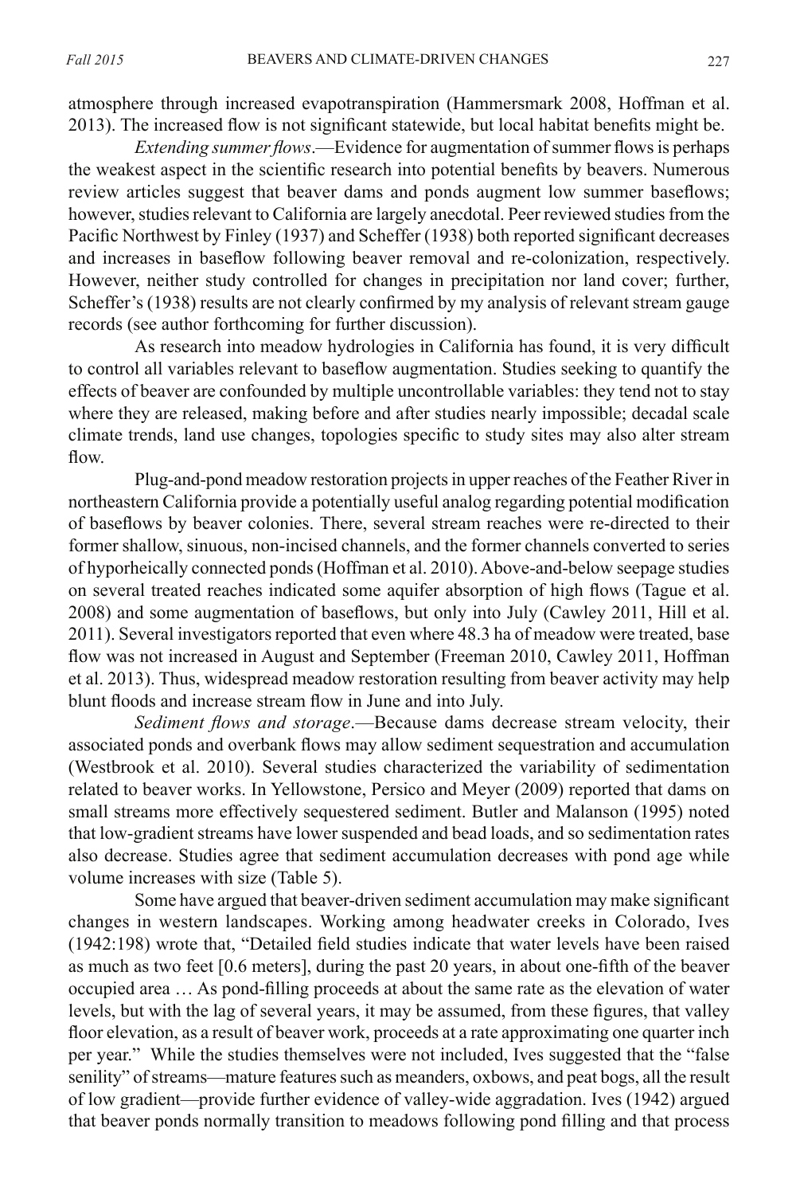atmosphere through increased evapotranspiration (Hammersmark 2008, Hoffman et al. 2013). The increased flow is not significant statewide, but local habitat benefits might be.

*Extending summer flows*.—Evidence for augmentation of summer flows is perhaps the weakest aspect in the scientific research into potential benefits by beavers. Numerous review articles suggest that beaver dams and ponds augment low summer baseflows; however, studies relevant to California are largely anecdotal. Peer reviewed studies from the Pacific Northwest by Finley (1937) and Scheffer (1938) both reported significant decreases and increases in baseflow following beaver removal and re-colonization, respectively. However, neither study controlled for changes in precipitation nor land cover; further, Scheffer's (1938) results are not clearly confirmed by my analysis of relevant stream gauge records (see author forthcoming for further discussion).

As research into meadow hydrologies in California has found, it is very difficult to control all variables relevant to baseflow augmentation. Studies seeking to quantify the effects of beaver are confounded by multiple uncontrollable variables: they tend not to stay where they are released, making before and after studies nearly impossible; decadal scale climate trends, land use changes, topologies specific to study sites may also alter stream flow.

Plug-and-pond meadow restoration projects in upper reaches of the Feather River in northeastern California provide a potentially useful analog regarding potential modification of baseflows by beaver colonies. There, several stream reaches were re-directed to their former shallow, sinuous, non-incised channels, and the former channels converted to series of hyporheically connected ponds (Hoffman et al. 2010). Above-and-below seepage studies on several treated reaches indicated some aquifer absorption of high flows (Tague et al. 2008) and some augmentation of baseflows, but only into July (Cawley 2011, Hill et al. 2011). Several investigators reported that even where 48.3 ha of meadow were treated, base flow was not increased in August and September (Freeman 2010, Cawley 2011, Hoffman et al. 2013). Thus, widespread meadow restoration resulting from beaver activity may help blunt floods and increase stream flow in June and into July.

*Sediment flows and storage*.—Because dams decrease stream velocity, their associated ponds and overbank flows may allow sediment sequestration and accumulation (Westbrook et al. 2010). Several studies characterized the variability of sedimentation related to beaver works. In Yellowstone, Persico and Meyer (2009) reported that dams on small streams more effectively sequestered sediment. Butler and Malanson (1995) noted that low-gradient streams have lower suspended and bead loads, and so sedimentation rates also decrease. Studies agree that sediment accumulation decreases with pond age while volume increases with size (Table 5).

Some have argued that beaver-driven sediment accumulation may make significant changes in western landscapes. Working among headwater creeks in Colorado, Ives (1942:198) wrote that, "Detailed field studies indicate that water levels have been raised as much as two feet [0.6 meters], during the past 20 years, in about one-fifth of the beaver occupied area … As pond-filling proceeds at about the same rate as the elevation of water levels, but with the lag of several years, it may be assumed, from these figures, that valley floor elevation, as a result of beaver work, proceeds at a rate approximating one quarter inch per year." While the studies themselves were not included, Ives suggested that the "false senility" of streams—mature features such as meanders, oxbows, and peat bogs, all the result of low gradient—provide further evidence of valley-wide aggradation. Ives (1942) argued that beaver ponds normally transition to meadows following pond filling and that process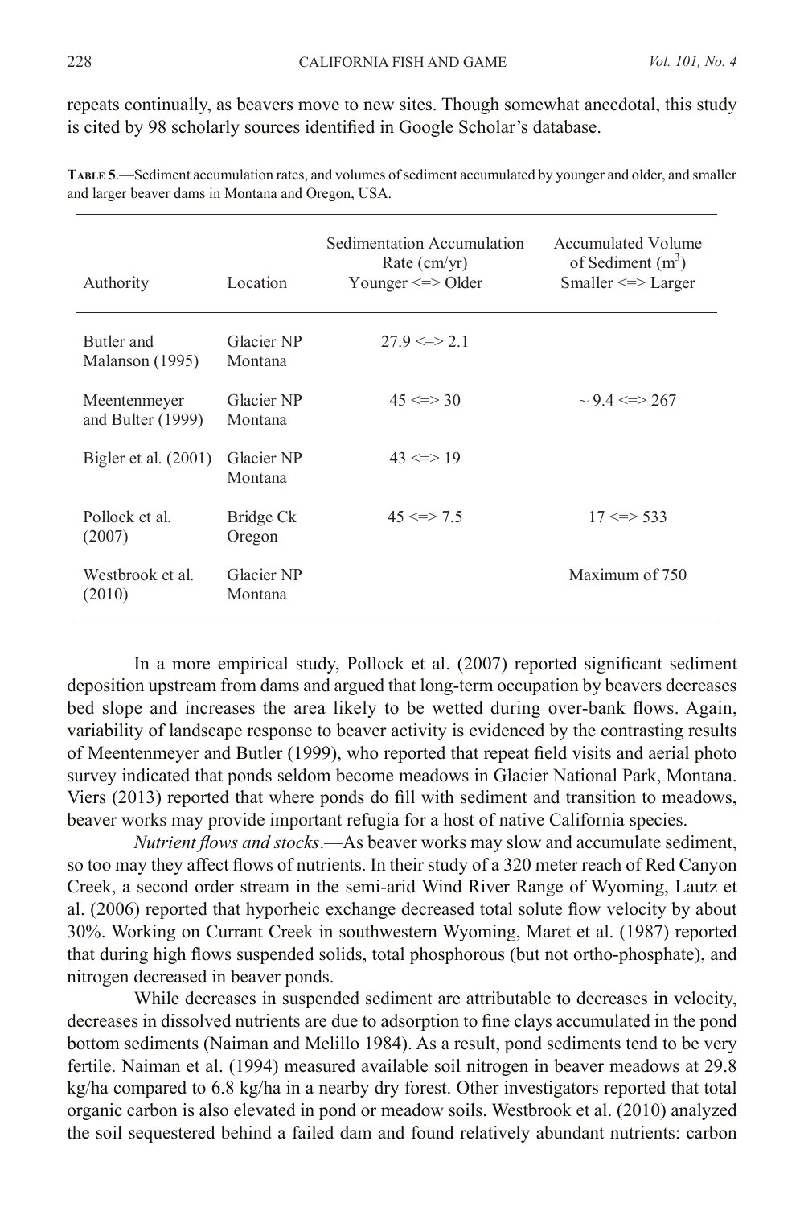repeats continually, as beavers move to new sites. Though somewhat anecdotal, this study is cited by 98 scholarly sources identified in Google Scholar's database.

**Table 5**.—Sediment accumulation rates, and volumes of sediment accumulated by younger and older, and smaller and larger beaver dams in Montana and Oregon, USA.

| Authority | Location | Sedimentation Accumulation Rate (cm/yr) Younger <=> Older | Accumulated Volume of Sediment ($m^3$) Smaller <=> Larger |
|---|---|---|---|
| Butler and Malanson (1995) | Glacier NP Montana | 27.9 <=> 2.1 | |
| Meentenmeyer and Bulter (1999) | Glacier NP Montana | 45 <=> 30 | ~ 9.4 <=> 267 |
| Bigler et al. (2001) | Glacier NP Montana | 43 <=> 19 | |
| Pollock et al. (2007) | Bridge Ck Oregon | 45 <=> 7.5 | 17 <=> 533 |
| Westbrook et al. (2010) | Glacier NP Montana | | Maximum of 750 |

In a more empirical study, Pollock et al. (2007) reported significant sediment deposition upstream from dams and argued that long-term occupation by beavers decreases bed slope and increases the area likely to be wetted during over-bank flows. Again, variability of landscape response to beaver activity is evidenced by the contrasting results of Meentenmeyer and Butler (1999), who reported that repeat field visits and aerial photo survey indicated that ponds seldom become meadows in Glacier National Park, Montana. Viers (2013) reported that where ponds do fill with sediment and transition to meadows, beaver works may provide important refugia for a host of native California species.

*Nutrient flows and stocks*.—As beaver works may slow and accumulate sediment, so too may they affect flows of nutrients. In their study of a 320 meter reach of Red Canyon Creek, a second order stream in the semi-arid Wind River Range of Wyoming, Lautz et al. (2006) reported that hyporheic exchange decreased total solute flow velocity by about 30%. Working on Currant Creek in southwestern Wyoming, Maret et al. (1987) reported that during high flows suspended solids, total phosphorous (but not ortho-phosphate), and nitrogen decreased in beaver ponds.

While decreases in suspended sediment are attributable to decreases in velocity, decreases in dissolved nutrients are due to adsorption to fine clays accumulated in the pond bottom sediments (Naiman and Melillo 1984). As a result, pond sediments tend to be very fertile. Naiman et al. (1994) measured available soil nitrogen in beaver meadows at 29.8 kg/ha compared to 6.8 kg/ha in a nearby dry forest. Other investigators reported that total organic carbon is also elevated in pond or meadow soils. Westbrook et al. (2010) analyzed the soil sequestered behind a failed dam and found relatively abundant nutrients: carbon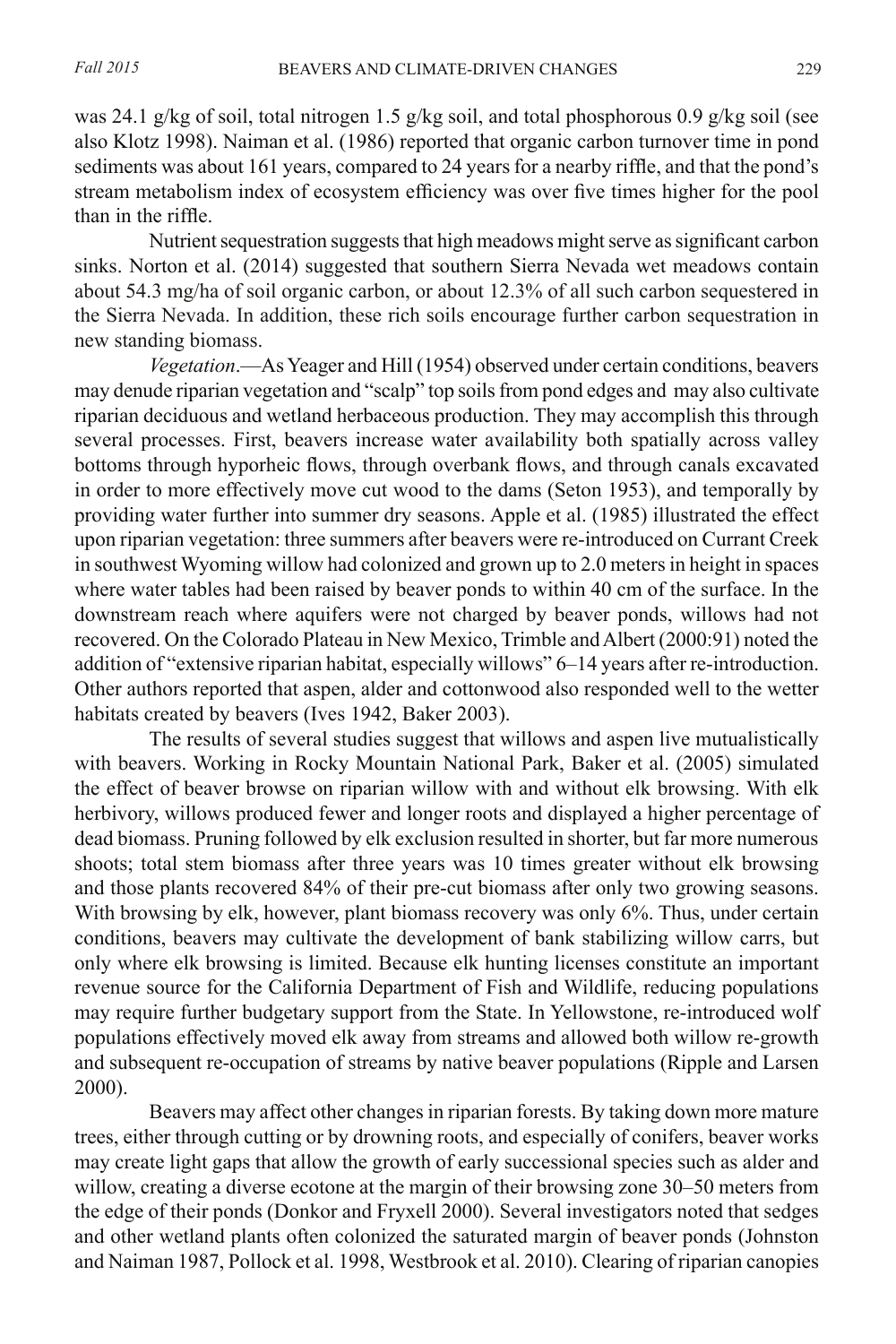was 24.1 g/kg of soil, total nitrogen 1.5 g/kg soil, and total phosphorous 0.9 g/kg soil (see also Klotz 1998). Naiman et al. (1986) reported that organic carbon turnover time in pond sediments was about 161 years, compared to 24 years for a nearby riffle, and that the pond's stream metabolism index of ecosystem efficiency was over five times higher for the pool than in the riffle.

Nutrient sequestration suggests that high meadows might serve as significant carbon sinks. Norton et al. (2014) suggested that southern Sierra Nevada wet meadows contain about 54.3 mg/ha of soil organic carbon, or about 12.3% of all such carbon sequestered in the Sierra Nevada. In addition, these rich soils encourage further carbon sequestration in new standing biomass.

*Vegetation*.—As Yeager and Hill (1954) observed under certain conditions, beavers may denude riparian vegetation and "scalp" top soils from pond edges and may also cultivate riparian deciduous and wetland herbaceous production. They may accomplish this through several processes. First, beavers increase water availability both spatially across valley bottoms through hyporheic flows, through overbank flows, and through canals excavated in order to more effectively move cut wood to the dams (Seton 1953), and temporally by providing water further into summer dry seasons. Apple et al. (1985) illustrated the effect upon riparian vegetation: three summers after beavers were re-introduced on Currant Creek in southwest Wyoming willow had colonized and grown up to 2.0 meters in height in spaces where water tables had been raised by beaver ponds to within 40 cm of the surface. In the downstream reach where aquifers were not charged by beaver ponds, willows had not recovered. On the Colorado Plateau in New Mexico, Trimble and Albert (2000:91) noted the addition of "extensive riparian habitat, especially willows" 6–14 years after re-introduction. Other authors reported that aspen, alder and cottonwood also responded well to the wetter habitats created by beavers (Ives 1942, Baker 2003).

The results of several studies suggest that willows and aspen live mutualistically with beavers. Working in Rocky Mountain National Park, Baker et al. (2005) simulated the effect of beaver browse on riparian willow with and without elk browsing. With elk herbivory, willows produced fewer and longer roots and displayed a higher percentage of dead biomass. Pruning followed by elk exclusion resulted in shorter, but far more numerous shoots; total stem biomass after three years was 10 times greater without elk browsing and those plants recovered 84% of their pre-cut biomass after only two growing seasons. With browsing by elk, however, plant biomass recovery was only 6%. Thus, under certain conditions, beavers may cultivate the development of bank stabilizing willow carrs, but only where elk browsing is limited. Because elk hunting licenses constitute an important revenue source for the California Department of Fish and Wildlife, reducing populations may require further budgetary support from the State. In Yellowstone, re-introduced wolf populations effectively moved elk away from streams and allowed both willow re-growth and subsequent re-occupation of streams by native beaver populations (Ripple and Larsen 2000).

Beavers may affect other changes in riparian forests. By taking down more mature trees, either through cutting or by drowning roots, and especially of conifers, beaver works may create light gaps that allow the growth of early successional species such as alder and willow, creating a diverse ecotone at the margin of their browsing zone 30–50 meters from the edge of their ponds (Donkor and Fryxell 2000). Several investigators noted that sedges and other wetland plants often colonized the saturated margin of beaver ponds (Johnston and Naiman 1987, Pollock et al. 1998, Westbrook et al. 2010). Clearing of riparian canopies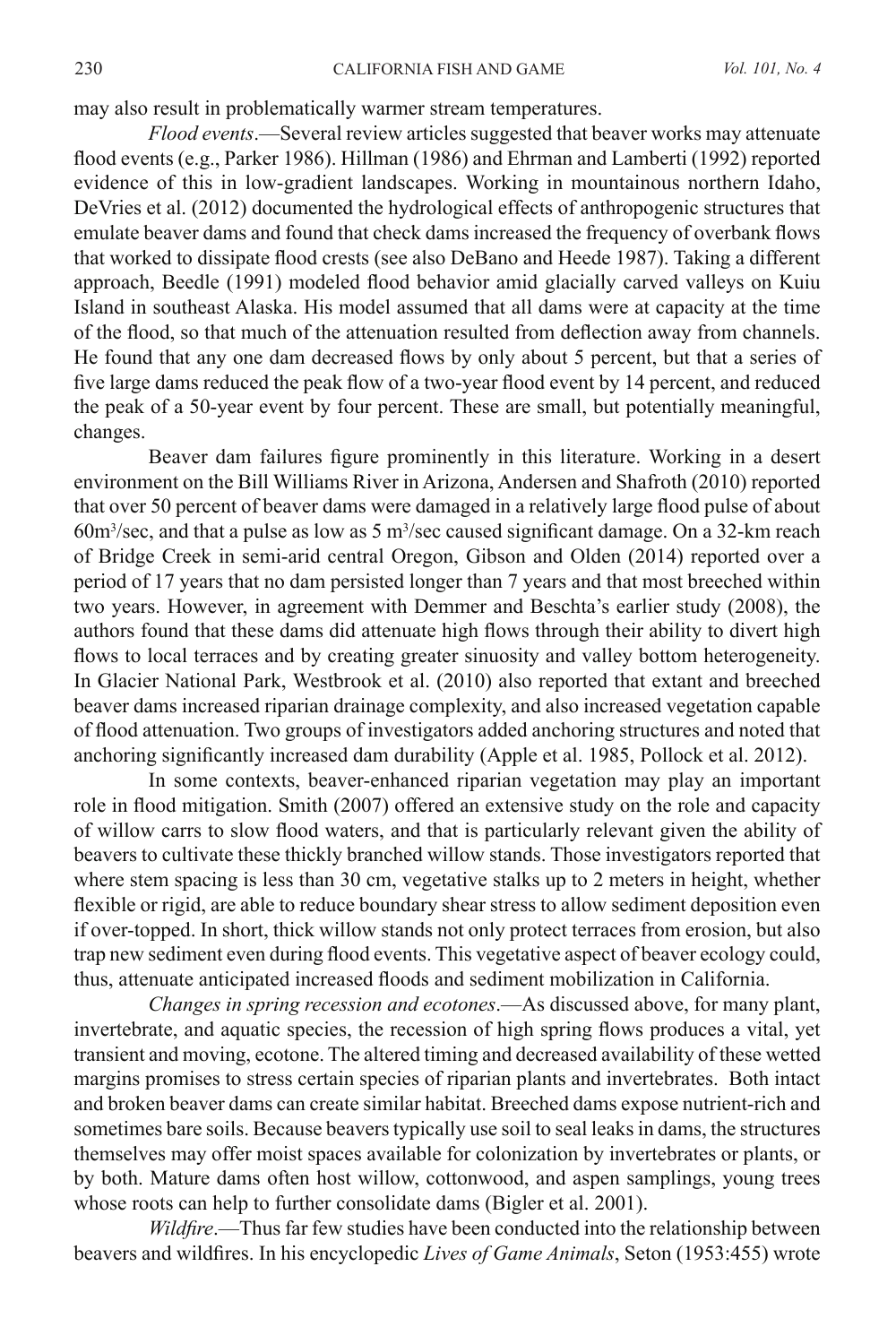may also result in problematically warmer stream temperatures.

*Flood events*.—Several review articles suggested that beaver works may attenuate flood events (e.g., Parker 1986). Hillman (1986) and Ehrman and Lamberti (1992) reported evidence of this in low-gradient landscapes. Working in mountainous northern Idaho, DeVries et al. (2012) documented the hydrological effects of anthropogenic structures that emulate beaver dams and found that check dams increased the frequency of overbank flows that worked to dissipate flood crests (see also DeBano and Heede 1987). Taking a different approach, Beedle (1991) modeled flood behavior amid glacially carved valleys on Kuiu Island in southeast Alaska. His model assumed that all dams were at capacity at the time of the flood, so that much of the attenuation resulted from deflection away from channels. He found that any one dam decreased flows by only about 5 percent, but that a series of five large dams reduced the peak flow of a two-year flood event by 14 percent, and reduced the peak of a 50-year event by four percent. These are small, but potentially meaningful, changes.

Beaver dam failures figure prominently in this literature. Working in a desert environment on the Bill Williams River in Arizona, Andersen and Shafroth (2010) reported that over 50 percent of beaver dams were damaged in a relatively large flood pulse of about $60 m^3/sec$, and that a pulse as low as $5 m^3/sec$ caused significant damage. On a 32-km reach of Bridge Creek in semi-arid central Oregon, Gibson and Olden (2014) reported over a period of 17 years that no dam persisted longer than 7 years and that most breeched within two years. However, in agreement with Demmer and Beschta's earlier study (2008), the authors found that these dams did attenuate high flows through their ability to divert high flows to local terraces and by creating greater sinuosity and valley bottom heterogeneity. In Glacier National Park, Westbrook et al. (2010) also reported that extant and breeched beaver dams increased riparian drainage complexity, and also increased vegetation capable of flood attenuation. Two groups of investigators added anchoring structures and noted that anchoring significantly increased dam durability (Apple et al. 1985, Pollock et al. 2012).

In some contexts, beaver-enhanced riparian vegetation may play an important role in flood mitigation. Smith (2007) offered an extensive study on the role and capacity of willow carrs to slow flood waters, and that is particularly relevant given the ability of beavers to cultivate these thickly branched willow stands. Those investigators reported that where stem spacing is less than 30 cm, vegetative stalks up to 2 meters in height, whether flexible or rigid, are able to reduce boundary shear stress to allow sediment deposition even if over-topped. In short, thick willow stands not only protect terraces from erosion, but also trap new sediment even during flood events. This vegetative aspect of beaver ecology could, thus, attenuate anticipated increased floods and sediment mobilization in California.

*Changes in spring recession and ecotones*.—As discussed above, for many plant, invertebrate, and aquatic species, the recession of high spring flows produces a vital, yet transient and moving, ecotone. The altered timing and decreased availability of these wetted margins promises to stress certain species of riparian plants and invertebrates. Both intact and broken beaver dams can create similar habitat. Breeched dams expose nutrient-rich and sometimes bare soils. Because beavers typically use soil to seal leaks in dams, the structures themselves may offer moist spaces available for colonization by invertebrates or plants, or by both. Mature dams often host willow, cottonwood, and aspen samplings, young trees whose roots can help to further consolidate dams (Bigler et al. 2001).

*Wildfire*.—Thus far few studies have been conducted into the relationship between beavers and wildfires. In his encyclopedic *Lives of Game Animals*, Seton (1953:455) wrote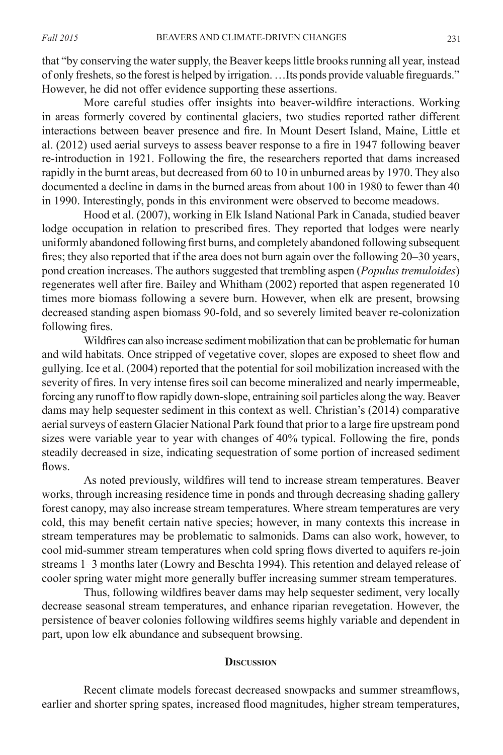that "by conserving the water supply, the Beaver keeps little brooks running all year, instead of only freshets, so the forest is helped by irrigation. …Its ponds provide valuable fireguards." However, he did not offer evidence supporting these assertions.

More careful studies offer insights into beaver-wildfire interactions. Working in areas formerly covered by continental glaciers, two studies reported rather different interactions between beaver presence and fire. In Mount Desert Island, Maine, Little et al. (2012) used aerial surveys to assess beaver response to a fire in 1947 following beaver re-introduction in 1921. Following the fire, the researchers reported that dams increased rapidly in the burnt areas, but decreased from 60 to 10 in unburned areas by 1970. They also documented a decline in dams in the burned areas from about 100 in 1980 to fewer than 40 in 1990. Interestingly, ponds in this environment were observed to become meadows.

Hood et al. (2007), working in Elk Island National Park in Canada, studied beaver lodge occupation in relation to prescribed fires. They reported that lodges were nearly uniformly abandoned following first burns, and completely abandoned following subsequent fires; they also reported that if the area does not burn again over the following 20–30 years, pond creation increases. The authors suggested that trembling aspen (*Populus tremuloides*) regenerates well after fire. Bailey and Whitham (2002) reported that aspen regenerated 10 times more biomass following a severe burn. However, when elk are present, browsing decreased standing aspen biomass 90-fold, and so severely limited beaver re-colonization following fires.

Wildfires can also increase sediment mobilization that can be problematic for human and wild habitats. Once stripped of vegetative cover, slopes are exposed to sheet flow and gullying. Ice et al. (2004) reported that the potential for soil mobilization increased with the severity of fires. In very intense fires soil can become mineralized and nearly impermeable, forcing any runoff to flow rapidly down-slope, entraining soil particles along the way. Beaver dams may help sequester sediment in this context as well. Christian's (2014) comparative aerial surveys of eastern Glacier National Park found that prior to a large fire upstream pond sizes were variable year to year with changes of 40% typical. Following the fire, ponds steadily decreased in size, indicating sequestration of some portion of increased sediment flows.

As noted previously, wildfires will tend to increase stream temperatures. Beaver works, through increasing residence time in ponds and through decreasing shading gallery forest canopy, may also increase stream temperatures. Where stream temperatures are very cold, this may benefit certain native species; however, in many contexts this increase in stream temperatures may be problematic to salmonids. Dams can also work, however, to cool mid-summer stream temperatures when cold spring flows diverted to aquifers re-join streams 1–3 months later (Lowry and Beschta 1994). This retention and delayed release of cooler spring water might more generally buffer increasing summer stream temperatures.

Thus, following wildfires beaver dams may help sequester sediment, very locally decrease seasonal stream temperatures, and enhance riparian revegetation. However, the persistence of beaver colonies following wildfires seems highly variable and dependent in part, upon low elk abundance and subsequent browsing.

## Discussion

Recent climate models forecast decreased snowpacks and summer streamflows, earlier and shorter spring spates, increased flood magnitudes, higher stream temperatures,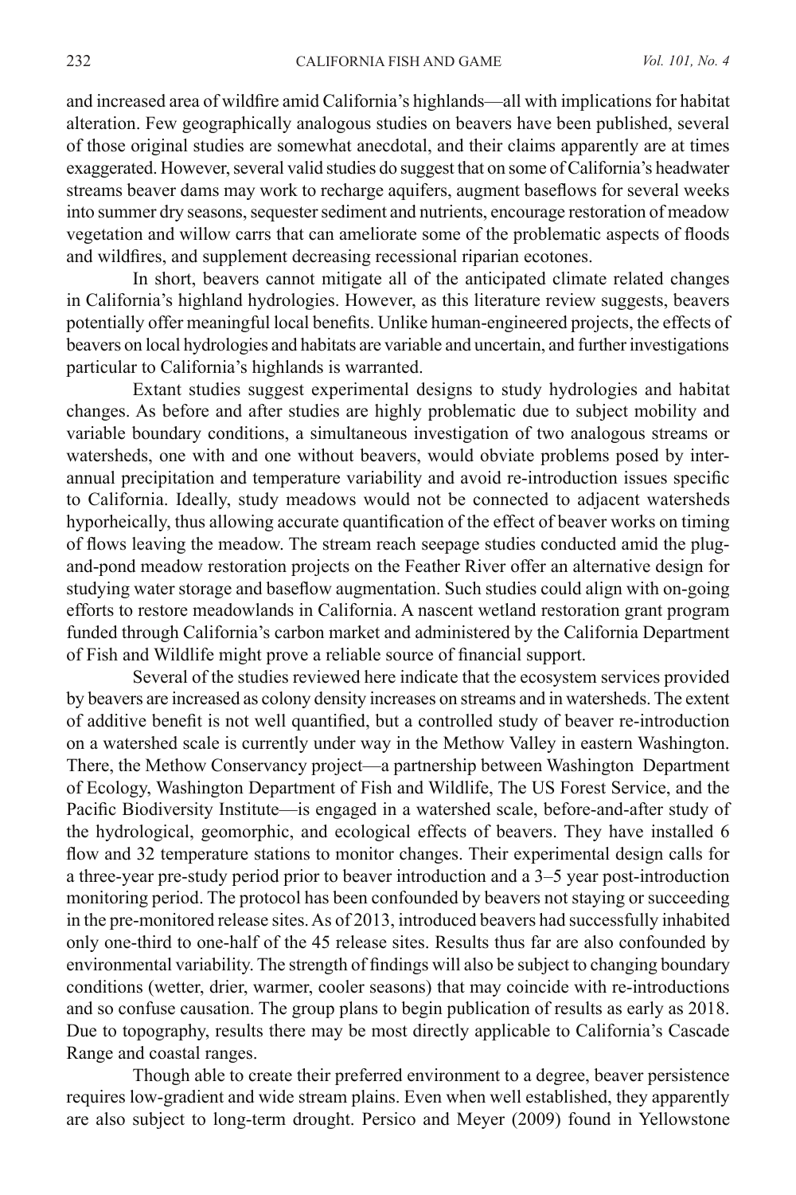and increased area of wildfire amid California's highlands—all with implications for habitat alteration. Few geographically analogous studies on beavers have been published, several of those original studies are somewhat anecdotal, and their claims apparently are at times exaggerated. However, several valid studies do suggest that on some of California's headwater streams beaver dams may work to recharge aquifers, augment baseflows for several weeks into summer dry seasons, sequester sediment and nutrients, encourage restoration of meadow vegetation and willow carrs that can ameliorate some of the problematic aspects of floods and wildfires, and supplement decreasing recessional riparian ecotones.

In short, beavers cannot mitigate all of the anticipated climate related changes in California's highland hydrologies. However, as this literature review suggests, beavers potentially offer meaningful local benefits. Unlike human-engineered projects, the effects of beavers on local hydrologies and habitats are variable and uncertain, and further investigations particular to California's highlands is warranted.

Extant studies suggest experimental designs to study hydrologies and habitat changes. As before and after studies are highly problematic due to subject mobility and variable boundary conditions, a simultaneous investigation of two analogous streams or watersheds, one with and one without beavers, would obviate problems posed by inter-annual precipitation and temperature variability and avoid re-introduction issues specific to California. Ideally, study meadows would not be connected to adjacent watersheds hyporheically, thus allowing accurate quantification of the effect of beaver works on timing of flows leaving the meadow. The stream reach seepage studies conducted amid the plug-and-pond meadow restoration projects on the Feather River offer an alternative design for studying water storage and baseflow augmentation. Such studies could align with on-going efforts to restore meadowlands in California. A nascent wetland restoration grant program funded through California's carbon market and administered by the California Department of Fish and Wildlife might prove a reliable source of financial support.

Several of the studies reviewed here indicate that the ecosystem services provided by beavers are increased as colony density increases on streams and in watersheds. The extent of additive benefit is not well quantified, but a controlled study of beaver re-introduction on a watershed scale is currently under way in the Methow Valley in eastern Washington. There, the Methow Conservancy project—a partnership between Washington Department of Ecology, Washington Department of Fish and Wildlife, The US Forest Service, and the Pacific Biodiversity Institute—is engaged in a watershed scale, before-and-after study of the hydrological, geomorphic, and ecological effects of beavers. They have installed 6 flow and 32 temperature stations to monitor changes. Their experimental design calls for a three-year pre-study period prior to beaver introduction and a 3–5 year post-introduction monitoring period. The protocol has been confounded by beavers not staying or succeeding in the pre-monitored release sites. As of 2013, introduced beavers had successfully inhabited only one-third to one-half of the 45 release sites. Results thus far are also confounded by environmental variability. The strength of findings will also be subject to changing boundary conditions (wetter, drier, warmer, cooler seasons) that may coincide with re-introductions and so confuse causation. The group plans to begin publication of results as early as 2018. Due to topography, results there may be most directly applicable to California's Cascade Range and coastal ranges.

Though able to create their preferred environment to a degree, beaver persistence requires low-gradient and wide stream plains. Even when well established, they apparently are also subject to long-term drought. Persico and Meyer (2009) found in Yellowstone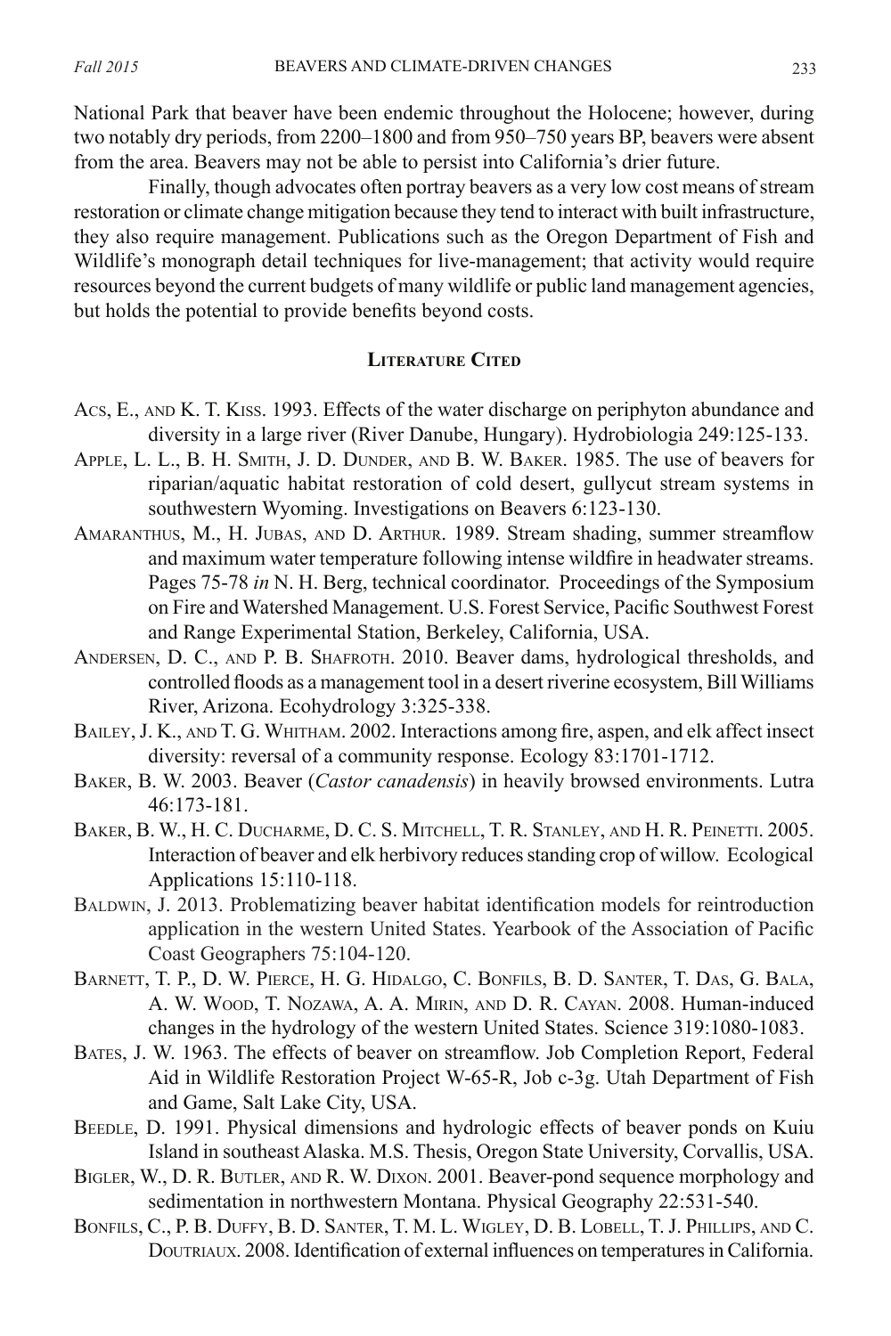National Park that beaver have been endemic throughout the Holocene; however, during two notably dry periods, from 2200–1800 and from 950–750 years BP, beavers were absent from the area. Beavers may not be able to persist into California's drier future.

Finally, though advocates often portray beavers as a very low cost means of stream restoration or climate change mitigation because they tend to interact with built infrastructure, they also require management. Publications such as the Oregon Department of Fish and Wildlife's monograph detail techniques for live-management; that activity would require resources beyond the current budgets of many wildlife or public land management agencies, but holds the potential to provide benefits beyond costs.

## Literature Cited

Acs, E., and K. T. Kiss. 1993. Effects of the water discharge on periphyton abundance and diversity in a large river (River Danube, Hungary). Hydrobiologia 249:125-133.

Apple, L. L., B. H. Smith, J. D. Dunder, and B. W. Baker. 1985. The use of beavers for riparian/aquatic habitat restoration of cold desert, gullycut stream systems in southwestern Wyoming. Investigations on Beavers 6:123-130.

Amaranthus, M., H. Jubas, and D. Arthur. 1989. Stream shading, summer streamflow and maximum water temperature following intense wildfire in headwater streams. Pages 75-78 *in* N. H. Berg, technical coordinator. Proceedings of the Symposium on Fire and Watershed Management. U.S. Forest Service, Pacific Southwest Forest and Range Experimental Station, Berkeley, California, USA.

Andersen, D. C., and P. B. Shafroth. 2010. Beaver dams, hydrological thresholds, and controlled floods as a management tool in a desert riverine ecosystem, Bill Williams River, Arizona. Ecohydrology 3:325-338.

Bailey, J. K., and T. G. Whitham. 2002. Interactions among fire, aspen, and elk affect insect diversity: reversal of a community response. Ecology 83:1701-1712.

Baker, B. W. 2003. Beaver (*Castor canadensis*) in heavily browsed environments. Lutra 46:173-181.

Baker, B. W., H. C. Ducharme, D. C. S. Mitchell, T. R. Stanley, and H. R. Peinetti. 2005. Interaction of beaver and elk herbivory reduces standing crop of willow. Ecological Applications 15:110-118.

Baldwin, J. 2013. Problematizing beaver habitat identification models for reintroduction application in the western United States. Yearbook of the Association of Pacific Coast Geographers 75:104-120.

Barnett, T. P., D. W. Pierce, H. G. Hidalgo, C. Bonfils, B. D. Santer, T. Das, G. Bala, A. W. Wood, T. Nozawa, A. A. Mirin, and D. R. Cayan. 2008. Human-induced changes in the hydrology of the western United States. Science 319:1080-1083.

Bates, J. W. 1963. The effects of beaver on streamflow. Job Completion Report, Federal Aid in Wildlife Restoration Project W-65-R, Job c-3g. Utah Department of Fish and Game, Salt Lake City, USA.

Beedle, D. 1991. Physical dimensions and hydrologic effects of beaver ponds on Kuiu Island in southeast Alaska. M.S. Thesis, Oregon State University, Corvallis, USA.

Bigler, W., D. R. Butler, and R. W. Dixon. 2001. Beaver-pond sequence morphology and sedimentation in northwestern Montana. Physical Geography 22:531-540.

Bonfils, C., P. B. Duffy, B. D. Santer, T. M. L. Wigley, D. B. Lobell, T. J. Phillips, and C. Doutriaux. 2008. Identification of external influences on temperatures in California.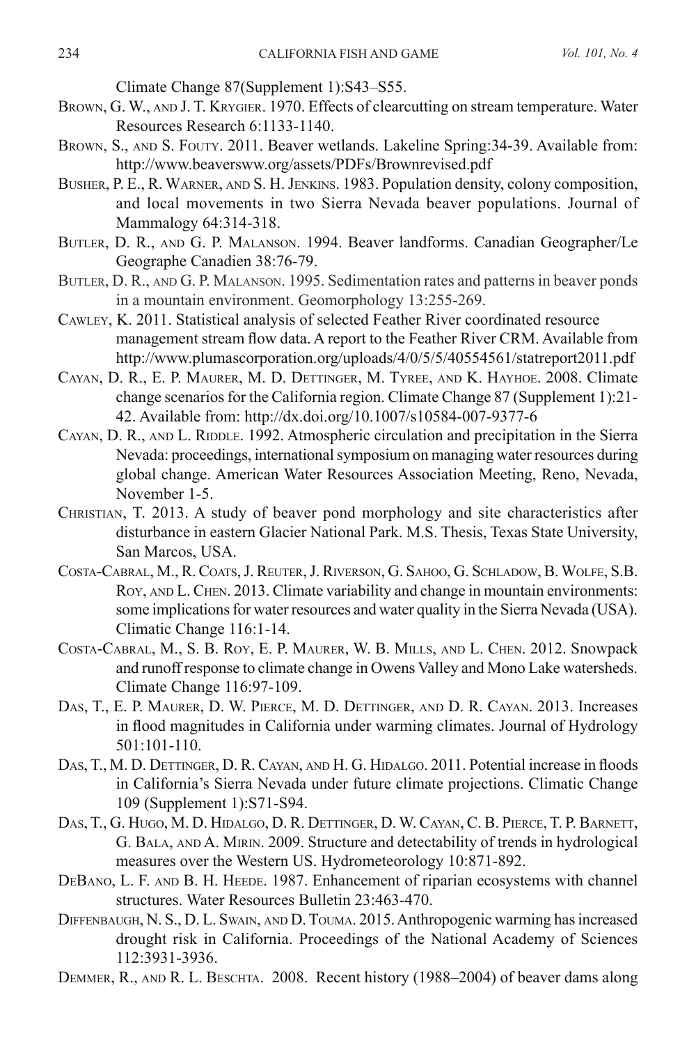Climate Change 87(Supplement 1):S43–S55.

Brown, G. W., and J. T. Krygier. 1970. Effects of clearcutting on stream temperature. Water Resources Research 6:1133-1140.

Brown, S., and S. Fouty. 2011. Beaver wetlands. Lakeline Spring:34-39. Available from: http://www.beaversww.org/assets/PDFs/Brownrevised.pdf

Busher, P. E., R. Warner, and S. H. Jenkins. 1983. Population density, colony composition, and local movements in two Sierra Nevada beaver populations. Journal of Mammalogy 64:314-318.

Butler, D. R., and G. P. Malanson. 1994. Beaver landforms. Canadian Geographer/Le Geographe Canadien 38:76-79.

Butler, D. R., and G. P. Malanson. 1995. Sedimentation rates and patterns in beaver ponds in a mountain environment. Geomorphology 13:255-269.

Cawley, K. 2011. Statistical analysis of selected Feather River coordinated resource management stream flow data. A report to the Feather River CRM. Available from http://www.plumascorporation.org/uploads/4/0/5/5/40554561/statreport2011.pdf

Cayan, D. R., E. P. Maurer, M. D. Dettinger, M. Tyree, and K. Hayhoe. 2008. Climate change scenarios for the California region. Climate Change 87 (Supplement 1):21-42. Available from: http://dx.doi.org/10.1007/s10584-007-9377-6

Cayan, D. R., and L. Riddle. 1992. Atmospheric circulation and precipitation in the Sierra Nevada: proceedings, international symposium on managing water resources during global change. American Water Resources Association Meeting, Reno, Nevada, November 1-5.

Christian, T. 2013. A study of beaver pond morphology and site characteristics after disturbance in eastern Glacier National Park. M.S. Thesis, Texas State University, San Marcos, USA.

Costa-Cabral, M., R. Coats, J. Reuter, J. Riverson, G. Sahoo, G. Schladow, B. Wolfe, S.B. Roy, and L. Chen. 2013. Climate variability and change in mountain environments: some implications for water resources and water quality in the Sierra Nevada (USA). Climatic Change 116:1-14.

Costa-Cabral, M., S. B. Roy, E. P. Maurer, W. B. Mills, and L. Chen. 2012. Snowpack and runoff response to climate change in Owens Valley and Mono Lake watersheds. Climate Change 116:97-109.

Das, T., E. P. Maurer, D. W. Pierce, M. D. Dettinger, and D. R. Cayan. 2013. Increases in flood magnitudes in California under warming climates. Journal of Hydrology 501:101-110.

Das, T., M. D. Dettinger, D. R. Cayan, and H. G. Hidalgo. 2011. Potential increase in floods in California's Sierra Nevada under future climate projections. Climatic Change 109 (Supplement 1):S71-S94.

Das, T., G. Hugo, M. D. Hidalgo, D. R. Dettinger, D. W. Cayan, C. B. Pierce, T. P. Barnett, G. Bala, and A. Mirin. 2009. Structure and detectability of trends in hydrological measures over the Western US. Hydrometeorology 10:871-892.

DeBano, L. F. and B. H. Heede. 1987. Enhancement of riparian ecosystems with channel structures. Water Resources Bulletin 23:463-470.

Diffenbaugh, N. S., D. L. Swain, and D. Touma. 2015. Anthropogenic warming has increased drought risk in California. Proceedings of the National Academy of Sciences 112:3931-3936.

Demmer, R., and R. L. Beschta. 2008. Recent history (1988–2004) of beaver dams along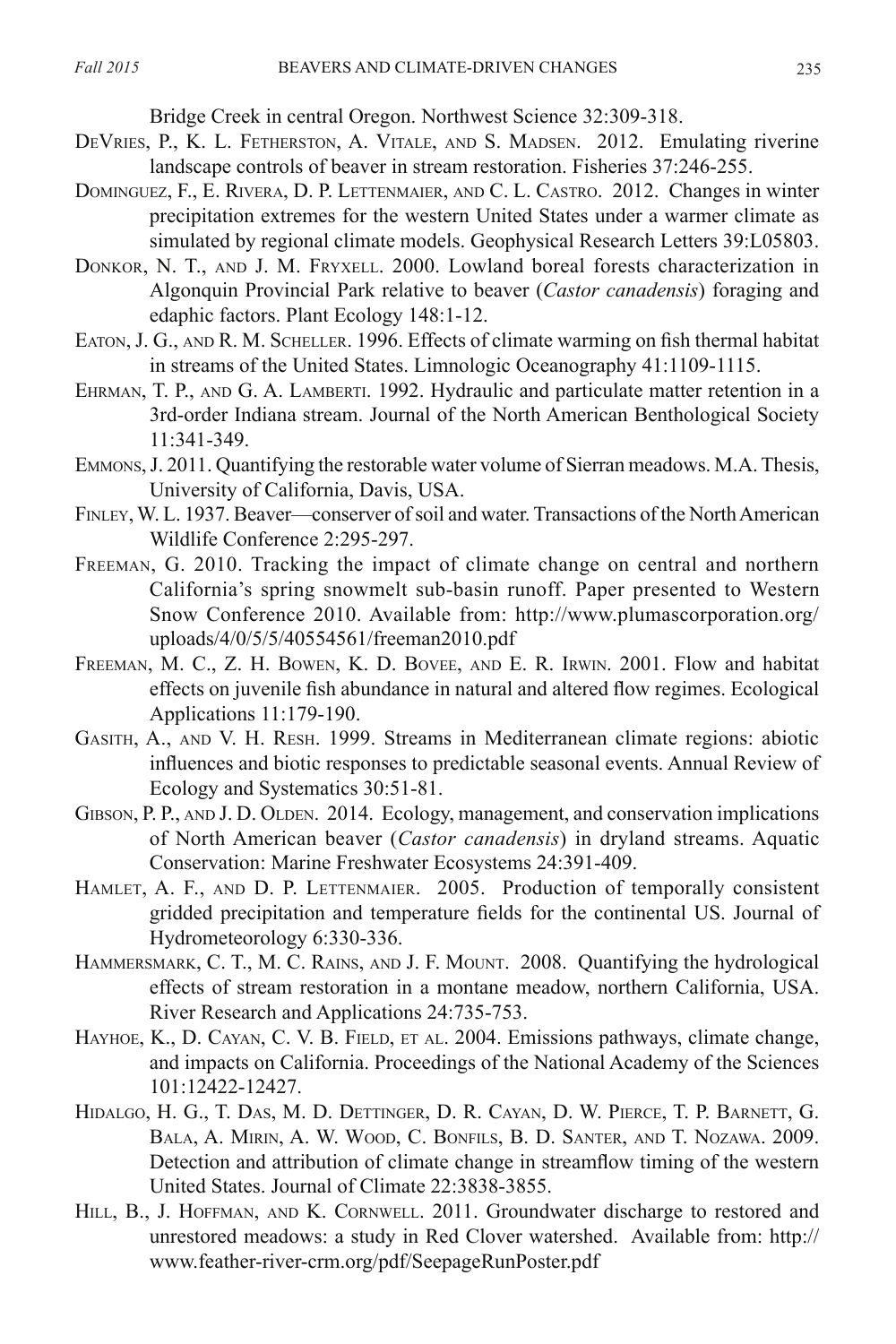Bridge Creek in central Oregon. Northwest Science 32:309-318.

DeVries, P., K. L. Fetherston, A. Vitale, and S. Madsen. 2012. Emulating riverine landscape controls of beaver in stream restoration. Fisheries 37:246-255.

Dominguez, F., E. Rivera, D. P. Lettenmaier, and C. L. Castro. 2012. Changes in winter precipitation extremes for the western United States under a warmer climate as simulated by regional climate models. Geophysical Research Letters 39:L05803.

Donkor, N. T., and J. M. Fryxell. 2000. Lowland boreal forests characterization in Algonquin Provincial Park relative to beaver (*Castor canadensis*) foraging and edaphic factors. Plant Ecology 148:1-12.

Eaton, J. G., and R. M. Scheller. 1996. Effects of climate warming on fish thermal habitat in streams of the United States. Limnologic Oceanography 41:1109-1115.

Ehrman, T. P., and G. A. Lamberti. 1992. Hydraulic and particulate matter retention in a 3rd-order Indiana stream. Journal of the North American Benthological Society 11:341-349.

Emmons, J. 2011. Quantifying the restorable water volume of Sierran meadows. M.A. Thesis, University of California, Davis, USA.

Finley, W. L. 1937. Beaver—conserver of soil and water. Transactions of the North American Wildlife Conference 2:295-297.

Freeman, G. 2010. Tracking the impact of climate change on central and northern California's spring snowmelt sub-basin runoff. Paper presented to Western Snow Conference 2010. Available from: http://www.plumascorporation.org/uploads/4/0/5/5/40554561/freeman2010.pdf

Freeman, M. C., Z. H. Bowen, K. D. Bovee, and E. R. Irwin. 2001. Flow and habitat effects on juvenile fish abundance in natural and altered flow regimes. Ecological Applications 11:179-190.

Gasith, A., and V. H. Resh. 1999. Streams in Mediterranean climate regions: abiotic influences and biotic responses to predictable seasonal events. Annual Review of Ecology and Systematics 30:51-81.

Gibson, P. P., and J. D. Olden. 2014. Ecology, management, and conservation implications of North American beaver (*Castor canadensis*) in dryland streams. Aquatic Conservation: Marine Freshwater Ecosystems 24:391-409.

Hamlet, A. F., and D. P. Lettenmaier. 2005. Production of temporally consistent gridded precipitation and temperature fields for the continental US. Journal of Hydrometeorology 6:330-336.

Hammersmark, C. T., M. C. Rains, and J. F. Mount. 2008. Quantifying the hydrological effects of stream restoration in a montane meadow, northern California, USA. River Research and Applications 24:735-753.

Hayhoe, K., D. Cayan, C. V. B. Field, et al. 2004. Emissions pathways, climate change, and impacts on California. Proceedings of the National Academy of the Sciences 101:12422-12427.

Hidalgo, H. G., T. Das, M. D. Dettinger, D. R. Cayan, D. W. Pierce, T. P. Barnett, G. Bala, A. Mirin, A. W. Wood, C. Bonfils, B. D. Santer, and T. Nozawa. 2009. Detection and attribution of climate change in streamflow timing of the western United States. Journal of Climate 22:3838-3855.

Hill, B., J. Hoffman, and K. Cornwell. 2011. Groundwater discharge to restored and unrestored meadows: a study in Red Clover watershed. Available from: http://www.feather-river-crm.org/pdf/SeepageRunPoster.pdf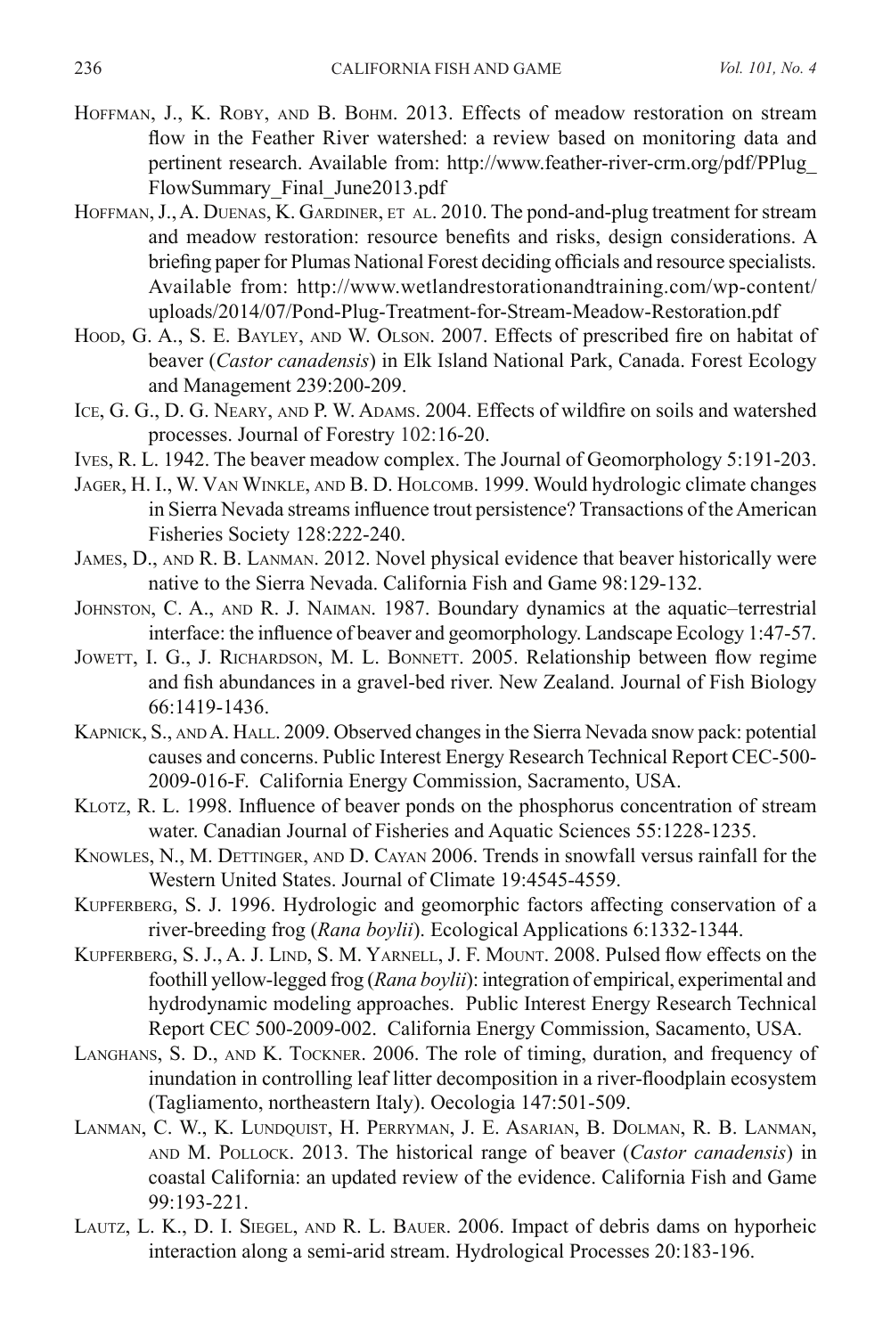Hoffman, J., K. Roby, and B. Bohm. 2013. Effects of meadow restoration on stream flow in the Feather River watershed: a review based on monitoring data and pertinent research. Available from: http://www.feather-river-crm.org/pdf/PPlug_FlowSummary_Final_June2013.pdf

Hoffman, J., A. Duenas, K. Gardiner, et al. 2010. The pond-and-plug treatment for stream and meadow restoration: resource benefits and risks, design considerations. A briefing paper for Plumas National Forest deciding officials and resource specialists. Available from: http://www.wetlandrestorationandtraining.com/wp-content/uploads/2014/07/Pond-Plug-Treatment-for-Stream-Meadow-Restoration.pdf

Hood, G. A., S. E. Bayley, and W. Olson. 2007. Effects of prescribed fire on habitat of beaver (*Castor canadensis*) in Elk Island National Park, Canada. Forest Ecology and Management 239:200-209.

Ice, G. G., D. G. Neary, and P. W. Adams. 2004. Effects of wildfire on soils and watershed processes. Journal of Forestry 102:16-20.

Ives, R. L. 1942. The beaver meadow complex. The Journal of Geomorphology 5:191-203.

Jager, H. I., W. Van Winkle, and B. D. Holcomb. 1999. Would hydrologic climate changes in Sierra Nevada streams influence trout persistence? Transactions of the American Fisheries Society 128:222-240.

James, D., and R. B. Lanman. 2012. Novel physical evidence that beaver historically were native to the Sierra Nevada. California Fish and Game 98:129-132.

Johnston, C. A., and R. J. Naiman. 1987. Boundary dynamics at the aquatic–terrestrial interface: the influence of beaver and geomorphology. Landscape Ecology 1:47-57.

Jowett, I. G., J. Richardson, M. L. Bonnett. 2005. Relationship between flow regime and fish abundances in a gravel-bed river. New Zealand. Journal of Fish Biology 66:1419-1436.

Kapnick, S., and A. Hall. 2009. Observed changes in the Sierra Nevada snow pack: potential causes and concerns. Public Interest Energy Research Technical Report CEC-500-2009-016-F. California Energy Commission, Sacramento, USA.

Klotz, R. L. 1998. Influence of beaver ponds on the phosphorus concentration of stream water. Canadian Journal of Fisheries and Aquatic Sciences 55:1228-1235.

Knowles, N., M. Dettinger, and D. Cayan 2006. Trends in snowfall versus rainfall for the Western United States. Journal of Climate 19:4545-4559.

Kupferberg, S. J. 1996. Hydrologic and geomorphic factors affecting conservation of a river-breeding frog (*Rana boylii*). Ecological Applications 6:1332-1344.

Kupferberg, S. J., A. J. Lind, S. M. Yarnell, J. F. Mount. 2008. Pulsed flow effects on the foothill yellow-legged frog (*Rana boylii*): integration of empirical, experimental and hydrodynamic modeling approaches. Public Interest Energy Research Technical Report CEC 500-2009-002. California Energy Commission, Sacamento, USA.

Langhans, S. D., and K. Tockner. 2006. The role of timing, duration, and frequency of inundation in controlling leaf litter decomposition in a river-floodplain ecosystem (Tagliamento, northeastern Italy). Oecologia 147:501-509.

Lanman, C. W., K. Lundquist, H. Perryman, J. E. Asarian, B. Dolman, R. B. Lanman, and M. Pollock. 2013. The historical range of beaver (*Castor canadensis*) in coastal California: an updated review of the evidence. California Fish and Game 99:193-221.

Lautz, L. K., D. I. Siegel, and R. L. Bauer. 2006. Impact of debris dams on hyporheic interaction along a semi-arid stream. Hydrological Processes 20:183-196.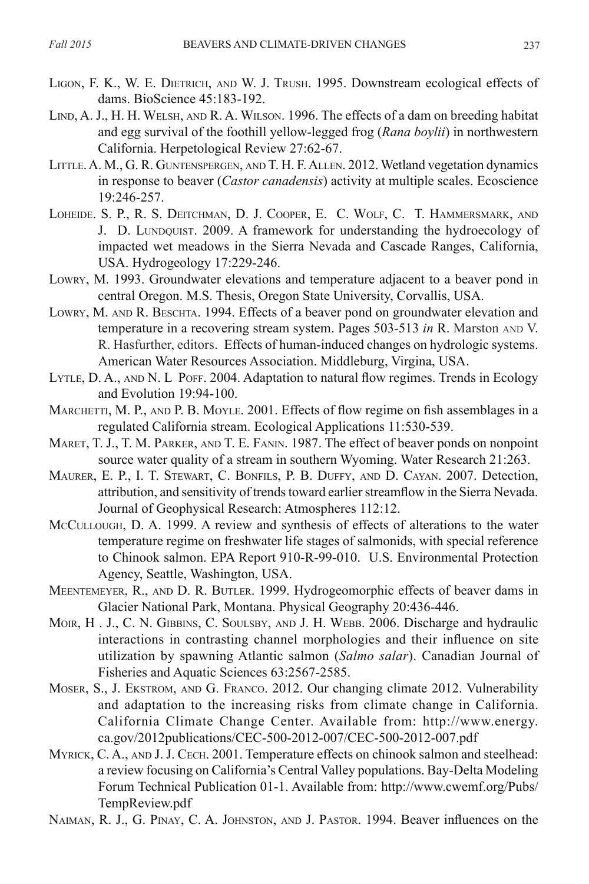Ligon, F. K., W. E. Dietrich, and W. J. Trush. 1995. Downstream ecological effects of dams. BioScience 45:183-192.

Lind, A. J., H. H. Welsh, and R. A. Wilson. 1996. The effects of a dam on breeding habitat and egg survival of the foothill yellow-legged frog (*Rana boylii*) in northwestern California. Herpetological Review 27:62-67.

Little. A. M., G. R. Guntenspergen, and T. H. F. Allen. 2012. Wetland vegetation dynamics in response to beaver (*Castor canadensis*) activity at multiple scales. Ecoscience 19:246-257.

Loheide. S. P., R. S. Deitchman, D. J. Cooper, E. C. Wolf, C. T. Hammersmark, and J. D. Lundquist. 2009. A framework for understanding the hydroecology of impacted wet meadows in the Sierra Nevada and Cascade Ranges, California, USA. Hydrogeology 17:229-246.

Lowry, M. 1993. Groundwater elevations and temperature adjacent to a beaver pond in central Oregon. M.S. Thesis, Oregon State University, Corvallis, USA.

Lowry, M. and R. Beschta. 1994. Effects of a beaver pond on groundwater elevation and temperature in a recovering stream system. Pages 503-513 *in* R. Marston and V. R. Hasfurther, editors. Effects of human-induced changes on hydrologic systems. American Water Resources Association. Middleburg, Virgina, USA.

Lytle, D. A., and N. L Poff. 2004. Adaptation to natural flow regimes. Trends in Ecology and Evolution 19:94-100.

Marchetti, M. P., and P. B. Moyle. 2001. Effects of flow regime on fish assemblages in a regulated California stream. Ecological Applications 11:530-539.

Maret, T. J., T. M. Parker, and T. E. Fanin. 1987. The effect of beaver ponds on nonpoint source water quality of a stream in southern Wyoming. Water Research 21:263.

Maurer, E. P., I. T. Stewart, C. Bonfils, P. B. Duffy, and D. Cayan. 2007. Detection, attribution, and sensitivity of trends toward earlier streamflow in the Sierra Nevada. Journal of Geophysical Research: Atmospheres 112:12.

McCullough, D. A. 1999. A review and synthesis of effects of alterations to the water temperature regime on freshwater life stages of salmonids, with special reference to Chinook salmon. EPA Report 910-R-99-010. U.S. Environmental Protection Agency, Seattle, Washington, USA.

Meentemeyer, R., and D. R. Butler. 1999. Hydrogeomorphic effects of beaver dams in Glacier National Park, Montana. Physical Geography 20:436-446.

Moir, H . J., C. N. Gibbins, C. Soulsby, and J. H. Webb. 2006. Discharge and hydraulic interactions in contrasting channel morphologies and their influence on site utilization by spawning Atlantic salmon (*Salmo salar*). Canadian Journal of Fisheries and Aquatic Sciences 63:2567-2585.

Moser, S., J. Ekstrom, and G. Franco. 2012. Our changing climate 2012. Vulnerability and adaptation to the increasing risks from climate change in California. California Climate Change Center. Available from: http://www.energy.ca.gov/2012publications/CEC-500-2012-007/CEC-500-2012-007.pdf

Myrick, C. A., and J. J. Cech. 2001. Temperature effects on chinook salmon and steelhead: a review focusing on California's Central Valley populations. Bay-Delta Modeling Forum Technical Publication 01-1. Available from: http://www.cwemf.org/Pubs/TempReview.pdf

Naiman, R. J., G. Pinay, C. A. Johnston, and J. Pastor. 1994. Beaver influences on the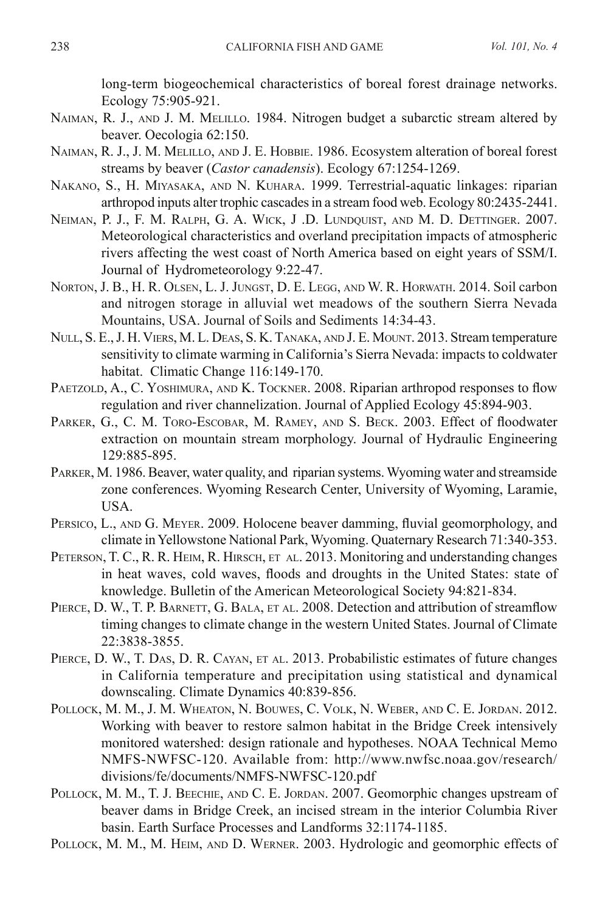long-term biogeochemical characteristics of boreal forest drainage networks. Ecology 75:905-921.

Naiman, R. J., and J. M. Melillo. 1984. Nitrogen budget a subarctic stream altered by beaver. Oecologia 62:150.

Naiman, R. J., J. M. Melillo, and J. E. Hobbie. 1986. Ecosystem alteration of boreal forest streams by beaver (*Castor canadensis*). Ecology 67:1254-1269.

Nakano, S., H. Miyasaka, and N. Kuhara. 1999. Terrestrial-aquatic linkages: riparian arthropod inputs alter trophic cascades in a stream food web. Ecology 80:2435-2441.

Neiman, P. J., F. M. Ralph, G. A. Wick, J .D. Lundquist, and M. D. Dettinger. 2007. Meteorological characteristics and overland precipitation impacts of atmospheric rivers affecting the west coast of North America based on eight years of SSM/I. Journal of Hydrometeorology 9:22-47.

Norton, J. B., H. R. Olsen, L. J. Jungst, D. E. Legg, and W. R. Horwath. 2014. Soil carbon and nitrogen storage in alluvial wet meadows of the southern Sierra Nevada Mountains, USA. Journal of Soils and Sediments 14:34-43.

Null, S. E., J. H. Viers, M. L. Deas, S. K. Tanaka, and J. E. Mount. 2013. Stream temperature sensitivity to climate warming in California's Sierra Nevada: impacts to coldwater habitat. Climatic Change 116:149-170.

Paetzold, A., C. Yoshimura, and K. Tockner. 2008. Riparian arthropod responses to flow regulation and river channelization. Journal of Applied Ecology 45:894-903.

Parker, G., C. M. Toro-Escobar, M. Ramey, and S. Beck. 2003. Effect of floodwater extraction on mountain stream morphology. Journal of Hydraulic Engineering 129:885-895.

Parker, M. 1986. Beaver, water quality, and riparian systems. Wyoming water and streamside zone conferences. Wyoming Research Center, University of Wyoming, Laramie, USA.

Persico, L., and G. Meyer. 2009. Holocene beaver damming, fluvial geomorphology, and climate in Yellowstone National Park, Wyoming. Quaternary Research 71:340-353.

Peterson, T. C., R. R. Heim, R. Hirsch, et al. 2013. Monitoring and understanding changes in heat waves, cold waves, floods and droughts in the United States: state of knowledge. Bulletin of the American Meteorological Society 94:821-834.

Pierce, D. W., T. P. Barnett, G. Bala, et al. 2008. Detection and attribution of streamflow timing changes to climate change in the western United States. Journal of Climate 22:3838-3855.

Pierce, D. W., T. Das, D. R. Cayan, et al. 2013. Probabilistic estimates of future changes in California temperature and precipitation using statistical and dynamical downscaling. Climate Dynamics 40:839-856.

Pollock, M. M., J. M. Wheaton, N. Bouwes, C. Volk, N. Weber, and C. E. Jordan. 2012. Working with beaver to restore salmon habitat in the Bridge Creek intensively monitored watershed: design rationale and hypotheses. NOAA Technical Memo NMFS-NWFSC-120. Available from: http://www.nwfsc.noaa.gov/research/divisions/fe/documents/NMFS-NWFSC-120.pdf

Pollock, M. M., T. J. Beechie, and C. E. Jordan. 2007. Geomorphic changes upstream of beaver dams in Bridge Creek, an incised stream in the interior Columbia River basin. Earth Surface Processes and Landforms 32:1174-1185.

Pollock, M. M., M. Heim, and D. Werner. 2003. Hydrologic and geomorphic effects of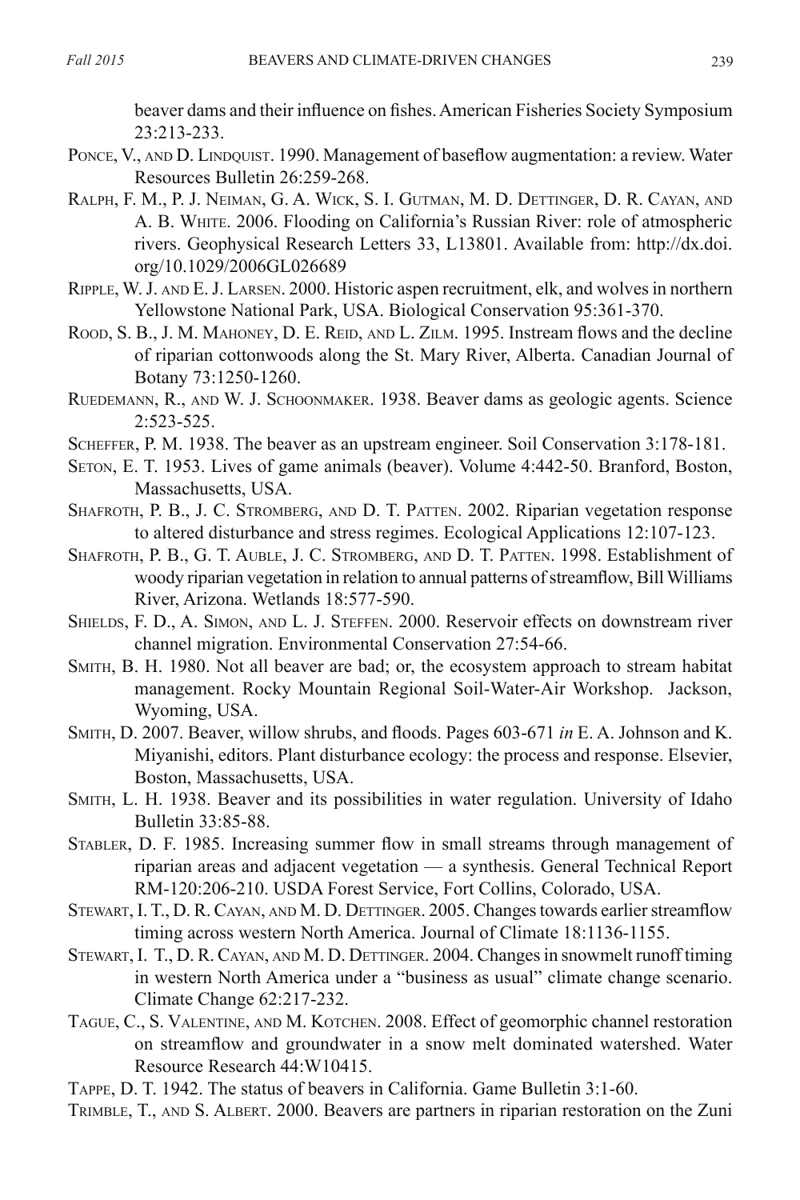beaver dams and their influence on fishes. American Fisheries Society Symposium 23:213-233.

Ponce, V., and D. Lindquist. 1990. Management of baseflow augmentation: a review. Water Resources Bulletin 26:259-268.

Ralph, F. M., P. J. Neiman, G. A. Wick, S. I. Gutman, M. D. Dettinger, D. R. Cayan, and A. B. White. 2006. Flooding on California's Russian River: role of atmospheric rivers. Geophysical Research Letters 33, L13801. Available from: http://dx.doi.org/10.1029/2006GL026689

Ripple, W. J. and E. J. Larsen. 2000. Historic aspen recruitment, elk, and wolves in northern Yellowstone National Park, USA. Biological Conservation 95:361-370.

Rood, S. B., J. M. Mahoney, D. E. Reid, and L. Zilm. 1995. Instream flows and the decline of riparian cottonwoods along the St. Mary River, Alberta. Canadian Journal of Botany 73:1250-1260.

Ruedemann, R., and W. J. Schoonmaker. 1938. Beaver dams as geologic agents. Science 2:523-525.

Scheffer, P. M. 1938. The beaver as an upstream engineer. Soil Conservation 3:178-181.

Seton, E. T. 1953. Lives of game animals (beaver). Volume 4:442-50. Branford, Boston, Massachusetts, USA.

Shafroth, P. B., J. C. Stromberg, and D. T. Patten. 2002. Riparian vegetation response to altered disturbance and stress regimes. Ecological Applications 12:107-123.

Shafroth, P. B., G. T. Auble, J. C. Stromberg, and D. T. Patten. 1998. Establishment of woody riparian vegetation in relation to annual patterns of streamflow, Bill Williams River, Arizona. Wetlands 18:577-590.

Shields, F. D., A. Simon, and L. J. Steffen. 2000. Reservoir effects on downstream river channel migration. Environmental Conservation 27:54-66.

Smith, B. H. 1980. Not all beaver are bad; or, the ecosystem approach to stream habitat management. Rocky Mountain Regional Soil-Water-Air Workshop. Jackson, Wyoming, USA.

Smith, D. 2007. Beaver, willow shrubs, and floods. Pages 603-671 *in* E. A. Johnson and K. Miyanishi, editors. Plant disturbance ecology: the process and response. Elsevier, Boston, Massachusetts, USA.

Smith, L. H. 1938. Beaver and its possibilities in water regulation. University of Idaho Bulletin 33:85-88.

Stabler, D. F. 1985. Increasing summer flow in small streams through management of riparian areas and adjacent vegetation — a synthesis. General Technical Report RM-120:206-210. USDA Forest Service, Fort Collins, Colorado, USA.

Stewart, I. T., D. R. Cayan, and M. D. Dettinger. 2005. Changes towards earlier streamflow timing across western North America. Journal of Climate 18:1136-1155.

Stewart, I. T., D. R. Cayan, and M. D. Dettinger. 2004. Changes in snowmelt runoff timing in western North America under a "business as usual" climate change scenario. Climate Change 62:217-232.

Tague, C., S. Valentine, and M. Kotchen. 2008. Effect of geomorphic channel restoration on streamflow and groundwater in a snow melt dominated watershed. Water Resource Research 44:W10415.

Tappe, D. T. 1942. The status of beavers in California. Game Bulletin 3:1-60.

Trimble, T., and S. Albert. 2000. Beavers are partners in riparian restoration on the Zuni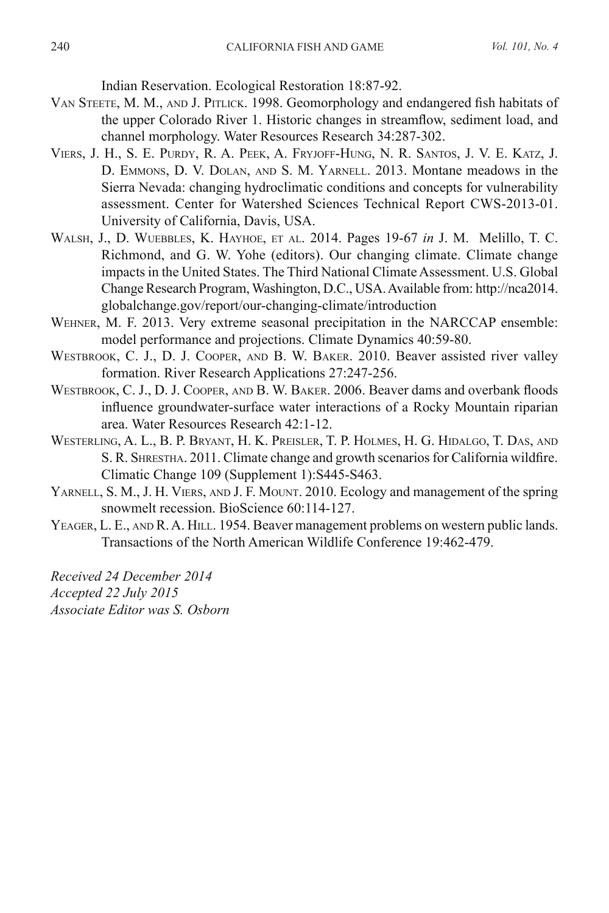Indian Reservation. Ecological Restoration 18:87-92.

Van Steete, M. M., and J. Pitlick. 1998. Geomorphology and endangered fish habitats of the upper Colorado River 1. Historic changes in streamflow, sediment load, and channel morphology. Water Resources Research 34:287-302.

Viers, J. H., S. E. Purdy, R. A. Peek, A. Fryjoff-Hung, N. R. Santos, J. V. E. Katz, J. D. Emmons, D. V. Dolan, and S. M. Yarnell. 2013. Montane meadows in the Sierra Nevada: changing hydroclimatic conditions and concepts for vulnerability assessment. Center for Watershed Sciences Technical Report CWS-2013-01. University of California, Davis, USA.

Walsh, J., D. Wuebbles, K. Hayhoe, et al. 2014. Pages 19-67 *in* J. M. Melillo, T. C. Richmond, and G. W. Yohe (editors). Our changing climate. Climate change impacts in the United States. The Third National Climate Assessment. U.S. Global Change Research Program, Washington, D.C., USA. Available from: http://nca2014.globalchange.gov/report/our-changing-climate/introduction

Wehner, M. F. 2013. Very extreme seasonal precipitation in the NARCCAP ensemble: model performance and projections. Climate Dynamics 40:59-80.

Westbrook, C. J., D. J. Cooper, and B. W. Baker. 2010. Beaver assisted river valley formation. River Research Applications 27:247-256.

Westbrook, C. J., D. J. Cooper, and B. W. Baker. 2006. Beaver dams and overbank floods influence groundwater-surface water interactions of a Rocky Mountain riparian area. Water Resources Research 42:1-12.

Westerling, A. L., B. P. Bryant, H. K. Preisler, T. P. Holmes, H. G. Hidalgo, T. Das, and S. R. Shrestha. 2011. Climate change and growth scenarios for California wildfire. Climatic Change 109 (Supplement 1):S445-S463.

Yarnell, S. M., J. H. Viers, and J. F. Mount. 2010. Ecology and management of the spring snowmelt recession. BioScience 60:114-127.

Yeager, L. E., and R. A. Hill. 1954. Beaver management problems on western public lands. Transactions of the North American Wildlife Conference 19:462-479.

*Received 24 December 2014*
*Accepted 22 July 2015*
*Associate Editor was S. Osborn*